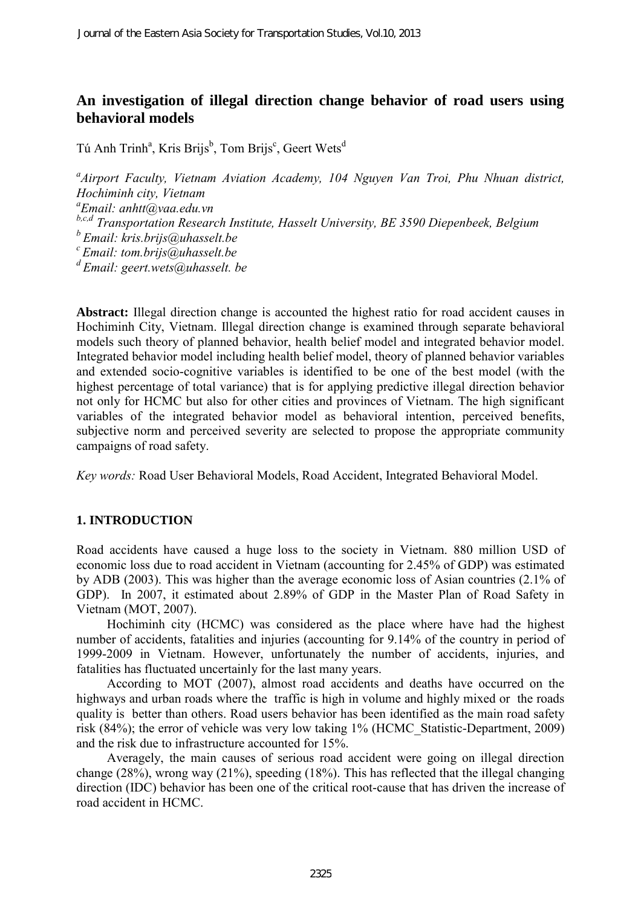# An investigation of illegal direction change behavior of road users using behavioral models

Tú Anh Trinh[a], Kris Brijs[b], Tom Brijs[c], Geert Wets[d]

[a]*Airport Faculty, Vietnam Aviation Academy, 104 Nguyen Van Troi, Phu Nhuan district, Hochiminh city, Vietnam*
[a]*Email: anhtt@vaa.edu.vn*
[b,c,d] *Transportation Research Institute, Hasselt University, BE 3590 Diepenbeek, Belgium*
[b] *Email: kris.brijs@uhasselt.be*
[c] *Email: tom.brijs@uhasselt.be*
[d] *Email: geert.wets@uhasselt. be*

**Abstract:** Illegal direction change is accounted the highest ratio for road accident causes in Hochiminh City, Vietnam. Illegal direction change is examined through separate behavioral models such theory of planned behavior, health belief model and integrated behavior model. Integrated behavior model including health belief model, theory of planned behavior variables and extended socio-cognitive variables is identified to be one of the best model (with the highest percentage of total variance) that is for applying predictive illegal direction behavior not only for HCMC but also for other cities and provinces of Vietnam. The high significant variables of the integrated behavior model as behavioral intention, perceived benefits, subjective norm and perceived severity are selected to propose the appropriate community campaigns of road safety.

*Key words:* Road User Behavioral Models, Road Accident, Integrated Behavioral Model.

## 1. INTRODUCTION

Road accidents have caused a huge loss to the society in Vietnam. 880 million USD of economic loss due to road accident in Vietnam (accounting for 2.45% of GDP) was estimated by ADB (2003). This was higher than the average economic loss of Asian countries (2.1% of GDP). In 2007, it estimated about 2.89% of GDP in the Master Plan of Road Safety in Vietnam (MOT, 2007).

Hochiminh city (HCMC) was considered as the place where have had the highest number of accidents, fatalities and injuries (accounting for 9.14% of the country in period of 1999-2009 in Vietnam. However, unfortunately the number of accidents, injuries, and fatalities has fluctuated uncertainly for the last many years.

According to MOT (2007), almost road accidents and deaths have occurred on the highways and urban roads where the traffic is high in volume and highly mixed or the roads quality is better than others. Road users behavior has been identified as the main road safety risk (84%); the error of vehicle was very low taking 1% (HCMC_Statistic-Department, 2009) and the risk due to infrastructure accounted for 15%.

Averagely, the main causes of serious road accident were going on illegal direction change (28%), wrong way (21%), speeding (18%). This has reflected that the illegal changing direction (IDC) behavior has been one of the critical root-cause that has driven the increase of road accident in HCMC.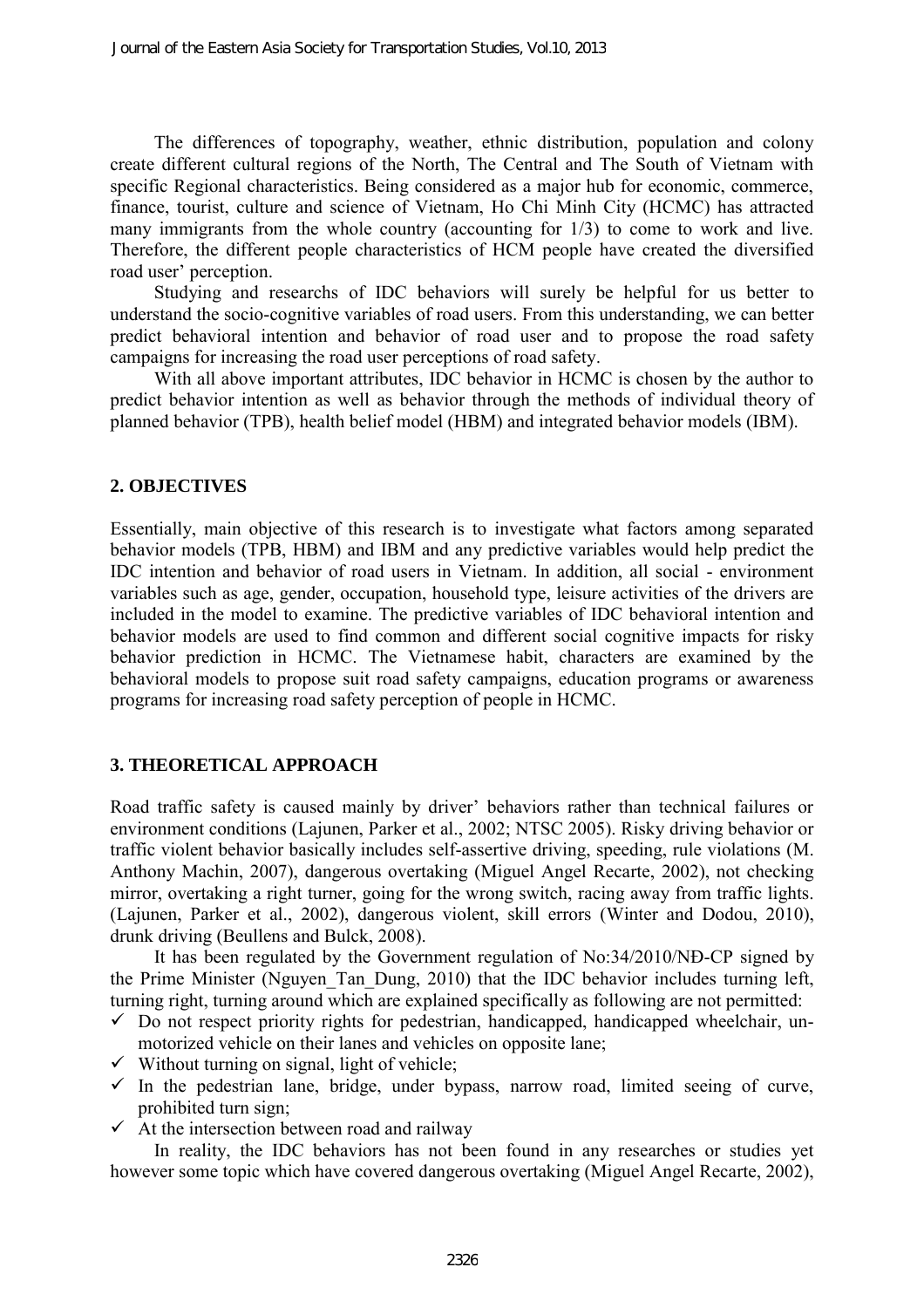The differences of topography, weather, ethnic distribution, population and colony create different cultural regions of the North, The Central and The South of Vietnam with specific Regional characteristics. Being considered as a major hub for economic, commerce, finance, tourist, culture and science of Vietnam, Ho Chi Minh City (HCMC) has attracted many immigrants from the whole country (accounting for 1/3) to come to work and live. Therefore, the different people characteristics of HCM people have created the diversified road user' perception.

Studying and researchs of IDC behaviors will surely be helpful for us better to understand the socio-cognitive variables of road users. From this understanding, we can better predict behavioral intention and behavior of road user and to propose the road safety campaigns for increasing the road user perceptions of road safety.

With all above important attributes, IDC behavior in HCMC is chosen by the author to predict behavior intention as well as behavior through the methods of individual theory of planned behavior (TPB), health belief model (HBM) and integrated behavior models (IBM).

## 2. OBJECTIVES

Essentially, main objective of this research is to investigate what factors among separated behavior models (TPB, HBM) and IBM and any predictive variables would help predict the IDC intention and behavior of road users in Vietnam. In addition, all social - environment variables such as age, gender, occupation, household type, leisure activities of the drivers are included in the model to examine. The predictive variables of IDC behavioral intention and behavior models are used to find common and different social cognitive impacts for risky behavior prediction in HCMC. The Vietnamese habit, characters are examined by the behavioral models to propose suit road safety campaigns, education programs or awareness programs for increasing road safety perception of people in HCMC.

## 3. THEORETICAL APPROACH

Road traffic safety is caused mainly by driver' behaviors rather than technical failures or environment conditions (Lajunen, Parker et al., 2002; NTSC 2005). Risky driving behavior or traffic violent behavior basically includes self-assertive driving, speeding, rule violations (M. Anthony Machin, 2007), dangerous overtaking (Miguel Angel Recarte, 2002), not checking mirror, overtaking a right turner, going for the wrong switch, racing away from traffic lights. (Lajunen, Parker et al., 2002), dangerous violent, skill errors (Winter and Dodou, 2010), drunk driving (Beullens and Bulck, 2008).

It has been regulated by the Government regulation of No:34/2010/NĐ-CP signed by the Prime Minister (Nguyen_Tan_Dung, 2010) that the IDC behavior includes turning left, turning right, turning around which are explained specifically as following are not permitted:

- ✓ Do not respect priority rights for pedestrian, handicapped, handicapped wheelchair, un-motorized vehicle on their lanes and vehicles on opposite lane;
- ✓ Without turning on signal, light of vehicle;
- ✓ In the pedestrian lane, bridge, under bypass, narrow road, limited seeing of curve, prohibited turn sign;
- ✓ At the intersection between road and railway

In reality, the IDC behaviors has not been found in any researches or studies yet however some topic which have covered dangerous overtaking (Miguel Angel Recarte, 2002),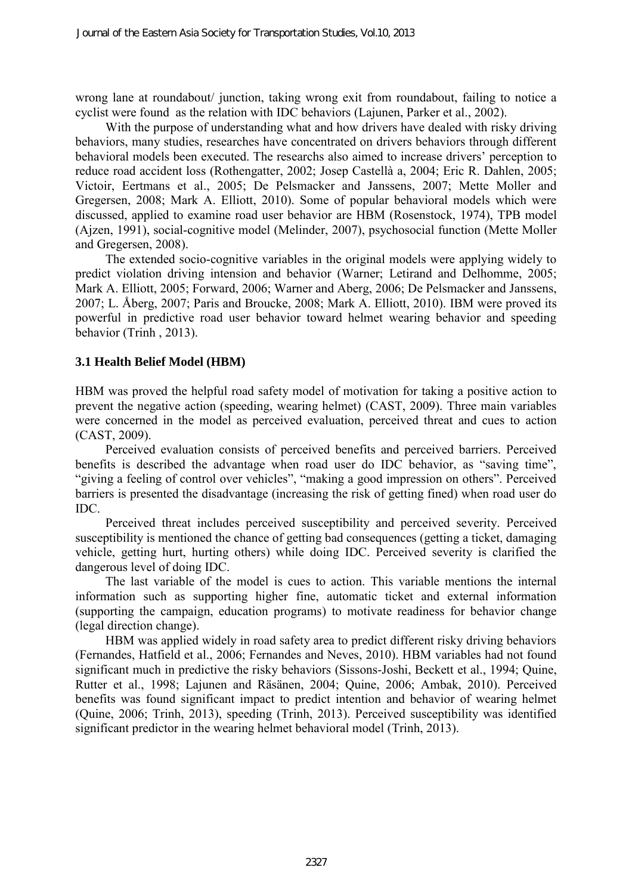wrong lane at roundabout/ junction, taking wrong exit from roundabout, failing to notice a cyclist were found as the relation with IDC behaviors (Lajunen, Parker et al., 2002).

With the purpose of understanding what and how drivers have dealed with risky driving behaviors, many studies, researches have concentrated on drivers behaviors through different behavioral models been executed. The researchs also aimed to increase drivers' perception to reduce road accident loss (Rothengatter, 2002; Josep Castellà a, 2004; Eric R. Dahlen, 2005; Victoir, Eertmans et al., 2005; De Pelsmacker and Janssens, 2007; Mette Moller and Gregersen, 2008; Mark A. Elliott, 2010). Some of popular behavioral models which were discussed, applied to examine road user behavior are HBM (Rosenstock, 1974), TPB model (Ajzen, 1991), social-cognitive model (Melinder, 2007), psychosocial function (Mette Moller and Gregersen, 2008).

The extended socio-cognitive variables in the original models were applying widely to predict violation driving intension and behavior (Warner; Letirand and Delhomme, 2005; Mark A. Elliott, 2005; Forward, 2006; Warner and Aberg, 2006; De Pelsmacker and Janssens, 2007; L. Åberg, 2007; Paris and Broucke, 2008; Mark A. Elliott, 2010). IBM were proved its powerful in predictive road user behavior toward helmet wearing behavior and speeding behavior (Trinh , 2013).

### 3.1 Health Belief Model (HBM)

HBM was proved the helpful road safety model of motivation for taking a positive action to prevent the negative action (speeding, wearing helmet) (CAST, 2009). Three main variables were concerned in the model as perceived evaluation, perceived threat and cues to action (CAST, 2009).

Perceived evaluation consists of perceived benefits and perceived barriers. Perceived benefits is described the advantage when road user do IDC behavior, as "saving time", "giving a feeling of control over vehicles", "making a good impression on others". Perceived barriers is presented the disadvantage (increasing the risk of getting fined) when road user do IDC.

Perceived threat includes perceived susceptibility and perceived severity. Perceived susceptibility is mentioned the chance of getting bad consequences (getting a ticket, damaging vehicle, getting hurt, hurting others) while doing IDC. Perceived severity is clarified the dangerous level of doing IDC.

The last variable of the model is cues to action. This variable mentions the internal information such as supporting higher fine, automatic ticket and external information (supporting the campaign, education programs) to motivate readiness for behavior change (legal direction change).

HBM was applied widely in road safety area to predict different risky driving behaviors (Fernandes, Hatfield et al., 2006; Fernandes and Neves, 2010). HBM variables had not found significant much in predictive the risky behaviors (Sissons-Joshi, Beckett et al., 1994; Quine, Rutter et al., 1998; Lajunen and Räsänen, 2004; Quine, 2006; Ambak, 2010). Perceived benefits was found significant impact to predict intention and behavior of wearing helmet (Quine, 2006; Trinh, 2013), speeding (Trinh, 2013). Perceived susceptibility was identified significant predictor in the wearing helmet behavioral model (Trinh, 2013).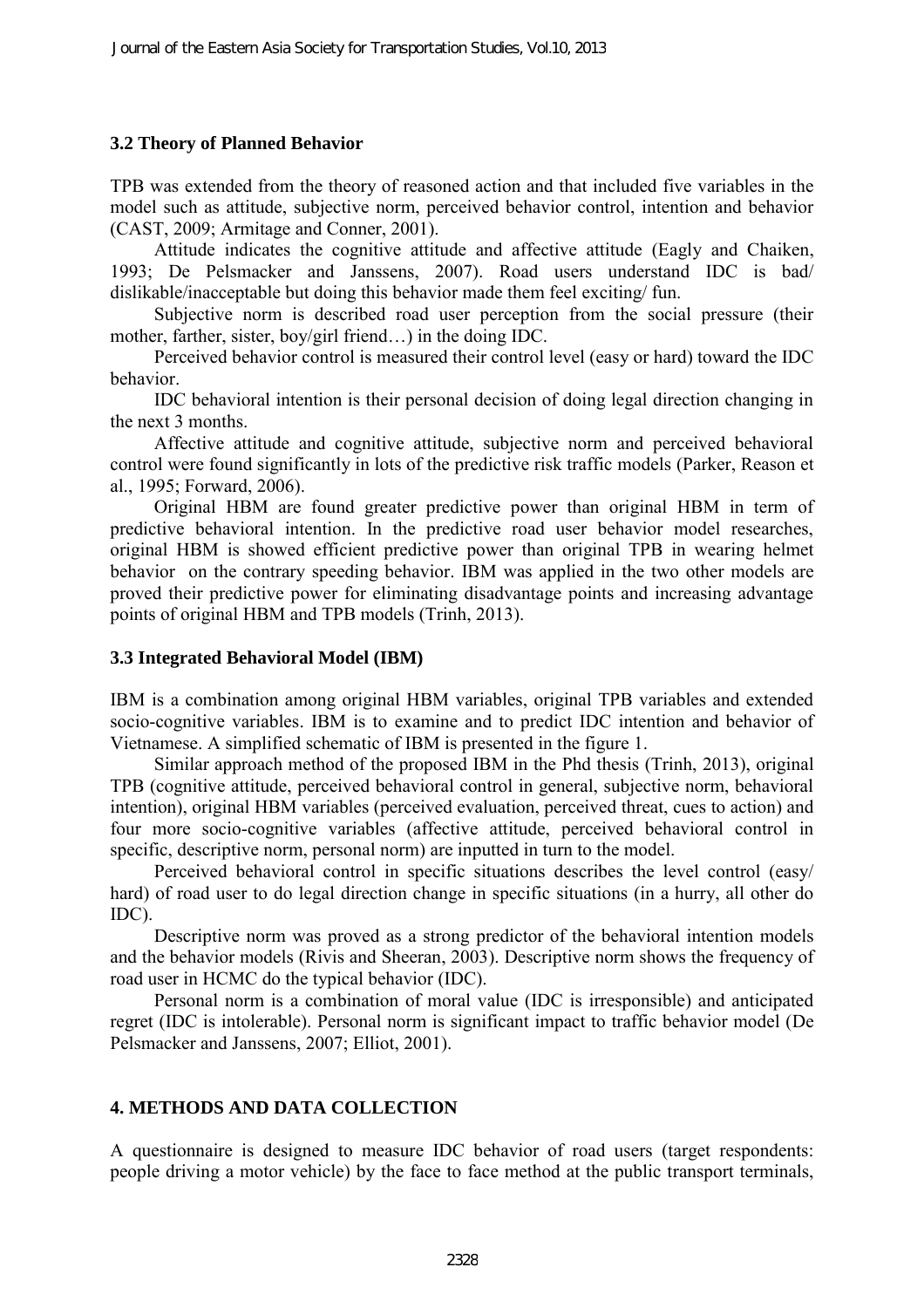### 3.2 Theory of Planned Behavior

TPB was extended from the theory of reasoned action and that included five variables in the model such as attitude, subjective norm, perceived behavior control, intention and behavior (CAST, 2009; Armitage and Conner, 2001).

Attitude indicates the cognitive attitude and affective attitude (Eagly and Chaiken, 1993; De Pelsmacker and Janssens, 2007). Road users understand IDC is bad/ dislikable/inacceptable but doing this behavior made them feel exciting/ fun.

Subjective norm is described road user perception from the social pressure (their mother, farther, sister, boy/girl friend…) in the doing IDC.

Perceived behavior control is measured their control level (easy or hard) toward the IDC behavior.

IDC behavioral intention is their personal decision of doing legal direction changing in the next 3 months.

Affective attitude and cognitive attitude, subjective norm and perceived behavioral control were found significantly in lots of the predictive risk traffic models (Parker, Reason et al., 1995; Forward, 2006).

Original HBM are found greater predictive power than original HBM in term of predictive behavioral intention. In the predictive road user behavior model researches, original HBM is showed efficient predictive power than original TPB in wearing helmet behavior on the contrary speeding behavior. IBM was applied in the two other models are proved their predictive power for eliminating disadvantage points and increasing advantage points of original HBM and TPB models (Trinh, 2013).

### 3.3 Integrated Behavioral Model (IBM)

IBM is a combination among original HBM variables, original TPB variables and extended socio-cognitive variables. IBM is to examine and to predict IDC intention and behavior of Vietnamese. A simplified schematic of IBM is presented in the figure 1.

Similar approach method of the proposed IBM in the Phd thesis (Trinh, 2013), original TPB (cognitive attitude, perceived behavioral control in general, subjective norm, behavioral intention), original HBM variables (perceived evaluation, perceived threat, cues to action) and four more socio-cognitive variables (affective attitude, perceived behavioral control in specific, descriptive norm, personal norm) are inputted in turn to the model.

Perceived behavioral control in specific situations describes the level control (easy/ hard) of road user to do legal direction change in specific situations (in a hurry, all other do IDC).

Descriptive norm was proved as a strong predictor of the behavioral intention models and the behavior models (Rivis and Sheeran, 2003). Descriptive norm shows the frequency of road user in HCMC do the typical behavior (IDC).

Personal norm is a combination of moral value (IDC is irresponsible) and anticipated regret (IDC is intolerable). Personal norm is significant impact to traffic behavior model (De Pelsmacker and Janssens, 2007; Elliot, 2001).

## 4. METHODS AND DATA COLLECTION

A questionnaire is designed to measure IDC behavior of road users (target respondents: people driving a motor vehicle) by the face to face method at the public transport terminals,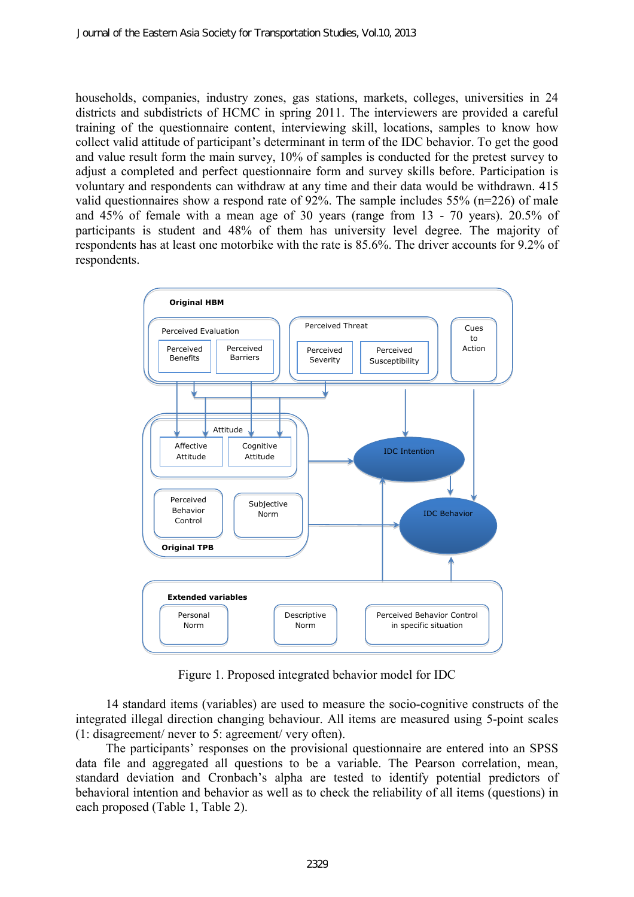households, companies, industry zones, gas stations, markets, colleges, universities in 24 districts and subdistricts of HCMC in spring 2011. The interviewers are provided a careful training of the questionnaire content, interviewing skill, locations, samples to know how collect valid attitude of participant's determinant in term of the IDC behavior. To get the good and value result form the main survey, 10% of samples is conducted for the pretest survey to adjust a completed and perfect questionnaire form and survey skills before. Participation is voluntary and respondents can withdraw at any time and their data would be withdrawn. 415 valid questionnaires show a respond rate of 92%. The sample includes 55% (n=226) of male and 45% of female with a mean age of 30 years (range from 13 - 70 years). 20.5% of participants is student and 48% of them has university level degree. The majority of respondents has at least one motorbike with the rate is 85.6%. The driver accounts for 9.2% of respondents.

Original HBM

Perceived Evaluation: Perceived Benefits, Perceived Barriers

Perceived Threat: Perceived Severity, Perceived Susceptibility

Cues to Action

Attitude: Affective Attitude, Cognitive Attitude

Perceived Behavior Control

Subjective Norm

Original TPB

IDC Intention

IDC Behavior

Extended variables: Personal Norm, Descriptive Norm, Perceived Behavior Control in specific situation

Figure 1. Proposed integrated behavior model for IDC

14 standard items (variables) are used to measure the socio-cognitive constructs of the integrated illegal direction changing behaviour. All items are measured using 5-point scales (1: disagreement/ never to 5: agreement/ very often).

The participants' responses on the provisional questionnaire are entered into an SPSS data file and aggregated all questions to be a variable. The Pearson correlation, mean, standard deviation and Cronbach's alpha are tested to identify potential predictors of behavioral intention and behavior as well as to check the reliability of all items (questions) in each proposed (Table 1, Table 2).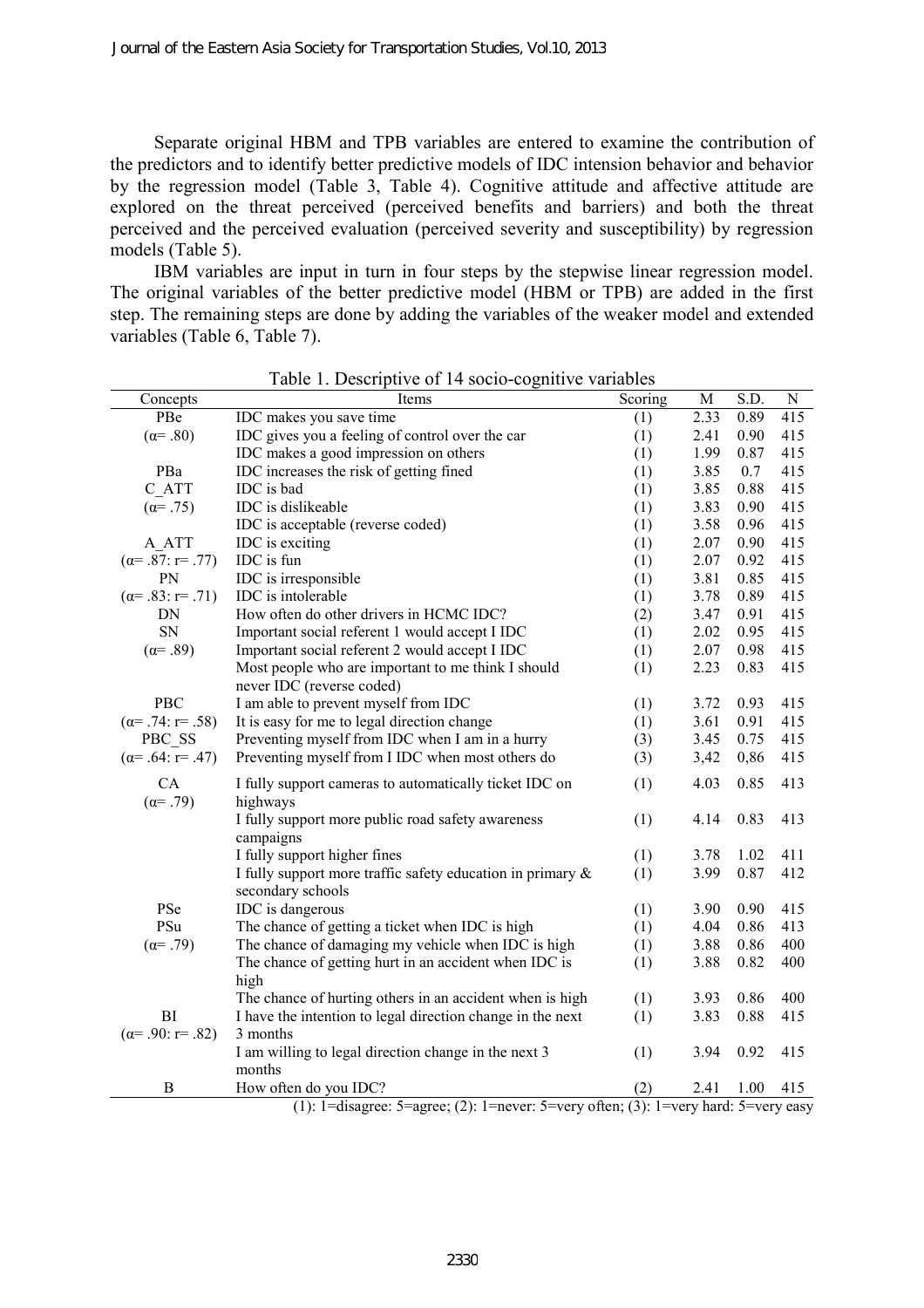Separate original HBM and TPB variables are entered to examine the contribution of the predictors and to identify better predictive models of IDC intension behavior and behavior by the regression model (Table 3, Table 4). Cognitive attitude and affective attitude are explored on the threat perceived (perceived benefits and barriers) and both the threat perceived and the perceived evaluation (perceived severity and susceptibility) by regression models (Table 5).

IBM variables are input in turn in four steps by the stepwise linear regression model. The original variables of the better predictive model (HBM or TPB) are added in the first step. The remaining steps are done by adding the variables of the weaker model and extended variables (Table 6, Table 7).

Table 1. Descriptive of 14 socio-cognitive variables

| Concepts | Items | Scoring | M | S.D. | N |
|---|---|---|---|---|---|
| PBe | IDC makes you save time | (1) | 2.33 | 0.89 | 415 |
| (α= .80) | IDC gives you a feeling of control over the car | (1) | 2.41 | 0.90 | 415 |
| | IDC makes a good impression on others | (1) | 1.99 | 0.87 | 415 |
| PBa | IDC increases the risk of getting fined | (1) | 3.85 | 0.7 | 415 |
| C_ATT | IDC is bad | (1) | 3.85 | 0.88 | 415 |
| (α= .75) | IDC is dislikeable | (1) | 3.83 | 0.90 | 415 |
| | IDC is acceptable (reverse coded) | (1) | 3.58 | 0.96 | 415 |
| A_ATT | IDC is exciting | (1) | 2.07 | 0.90 | 415 |
| (α= .87: r= .77) | IDC is fun | (1) | 2.07 | 0.92 | 415 |
| PN | IDC is irresponsible | (1) | 3.81 | 0.85 | 415 |
| (α= .83: r= .71) | IDC is intolerable | (1) | 3.78 | 0.89 | 415 |
| DN | How often do other drivers in HCMC IDC? | (2) | 3.47 | 0.91 | 415 |
| SN | Important social referent 1 would accept I IDC | (1) | 2.02 | 0.95 | 415 |
| (α= .89) | Important social referent 2 would accept I IDC | (1) | 2.07 | 0.98 | 415 |
| | Most people who are important to me think I should never IDC (reverse coded) | (1) | 2.23 | 0.83 | 415 |
| PBC | I am able to prevent myself from IDC | (1) | 3.72 | 0.93 | 415 |
| (α= .74: r= .58) | It is easy for me to legal direction change | (1) | 3.61 | 0.91 | 415 |
| PBC_SS | Preventing myself from IDC when I am in a hurry | (3) | 3.45 | 0.75 | 415 |
| (α= .64: r= .47) | Preventing myself from I IDC when most others do | (3) | 3,42 | 0,86 | 415 |
| CA | I fully support cameras to automatically ticket IDC on highways | (1) | 4.03 | 0.85 | 413 |
| (α= .79) | I fully support more public road safety awareness campaigns | (1) | 4.14 | 0.83 | 413 |
| | I fully support higher fines | (1) | 3.78 | 1.02 | 411 |
| | I fully support more traffic safety education in primary & secondary schools | (1) | 3.99 | 0.87 | 412 |
| PSe | IDC is dangerous | (1) | 3.90 | 0.90 | 415 |
| PSu | The chance of getting a ticket when IDC is high | (1) | 4.04 | 0.86 | 413 |
| (α= .79) | The chance of damaging my vehicle when IDC is high | (1) | 3.88 | 0.86 | 400 |
| | The chance of getting hurt in an accident when IDC is high | (1) | 3.88 | 0.82 | 400 |
| | The chance of hurting others in an accident when is high | (1) | 3.93 | 0.86 | 400 |
| BI | I have the intention to legal direction change in the next 3 months | (1) | 3.83 | 0.88 | 415 |
| (α= .90: r= .82) | I am willing to legal direction change in the next 3 months | (1) | 3.94 | 0.92 | 415 |
| B | How often do you IDC? | (2) | 2.41 | 1.00 | 415 |

(1): 1=disagree: 5=agree; (2): 1=never: 5=very often; (3): 1=very hard: 5=very easy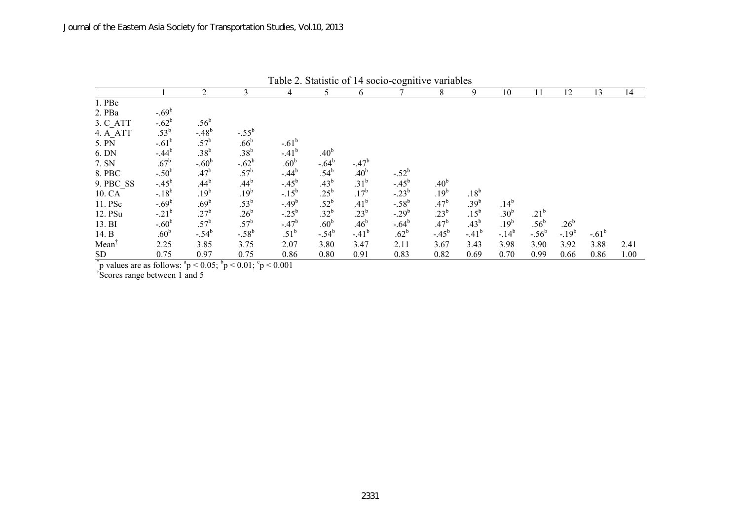Table 2. Statistic of 14 socio-cognitive variables

| | 1 | 2 | 3 | 4 | 5 | 6 | 7 | 8 | 9 | 10 | 11 | 12 | 13 | 14 |
|---|---|---|---|---|---|---|---|---|---|---|---|---|---|---|
| 1. PBe | | | | | | | | | | | | | | |
| 2. PBa | $-.69^{b}$ | | | | | | | | | | | | | |
| 3. C_ATT | $-.62^{b}$ | $.56^{b}$ | | | | | | | | | | | | |
| 4. A_ATT | $.53^{b}$ | $-.48^{b}$ | $-.55^{b}$ | | | | | | | | | | | |
| 5. PN | $-.61^{b}$ | $.57^{b}$ | $.66^{b}$ | $-.61^{b}$ | | | | | | | | | | |
| 6. DN | $-.44^{b}$ | $.38^{b}$ | $.38^{b}$ | $-.41^{b}$ | $.40^{b}$ | | | | | | | | | |
| 7. SN | $.67^{b}$ | $-.60^{b}$ | $-.62^{b}$ | $.60^{b}$ | $-.64^{b}$ | $-.47^{b}$ | | | | | | | | |
| 8. PBC | $-.50^{b}$ | $.47^{b}$ | $.57^{b}$ | $-.44^{b}$ | $.54^{b}$ | $.40^{b}$ | $-.52^{b}$ | | | | | | | |
| 9. PBC_SS | $-.45^{b}$ | $.44^{b}$ | $.44^{b}$ | $-.45^{b}$ | $.43^{b}$ | $.31^{b}$ | $-.45^{b}$ | $.40^{b}$ | | | | | | |
| 10. CA | $-.18^{b}$ | $.19^{b}$ | $.19^{b}$ | $-.15^{b}$ | $.25^{b}$ | $.17^{b}$ | $-.23^{b}$ | $.19^{b}$ | $.18^{b}$ | | | | | |
| 11. PSe | $-.69^{b}$ | $.69^{b}$ | $.53^{b}$ | $-.49^{b}$ | $.52^{b}$ | $.41^{b}$ | $-.58^{b}$ | $.47^{b}$ | $.39^{b}$ | $.14^{b}$ | | | | |
| 12. PSu | $-.21^{b}$ | $.27^{b}$ | $.26^{b}$ | $-.25^{b}$ | $.32^{b}$ | $.23^{b}$ | $-.29^{b}$ | $.23^{b}$ | $.15^{b}$ | $.30^{b}$ | $.21^{b}$ | | | |
| 13. BI | $-.60^{b}$ | $.57^{b}$ | $.57^{b}$ | $-.47^{b}$ | $.60^{b}$ | $.46^{b}$ | $-.64^{b}$ | $.47^{b}$ | $.43^{b}$ | $.19^{b}$ | $.56^{b}$ | $.26^{b}$ | | |
| 14. B | $.60^{b}$ | $-.54^{b}$ | $-.58^{b}$ | $.51^{b}$ | $-.54^{b}$ | $-.41^{b}$ | $.62^{b}$ | $-.45^{b}$ | $-.41^{b}$ | $-.14^{b}$ | $-.56^{b}$ | $-.19^{b}$ | $-.61^{b}$ | |
| Mean[†] | 2.25 | 3.85 | 3.75 | 2.07 | 3.80 | 3.47 | 2.11 | 3.67 | 3.43 | 3.98 | 3.90 | 3.92 | 3.88 | 2.41 |
| SD | 0.75 | 0.97 | 0.75 | 0.86 | 0.80 | 0.91 | 0.83 | 0.82 | 0.69 | 0.70 | 0.99 | 0.66 | 0.86 | 1.00 |

[*]p values are as follows: $^{a}p < 0.05$; $^{b}p < 0.01$; $^{c}p < 0.001$

[†]Scores range between 1 and 5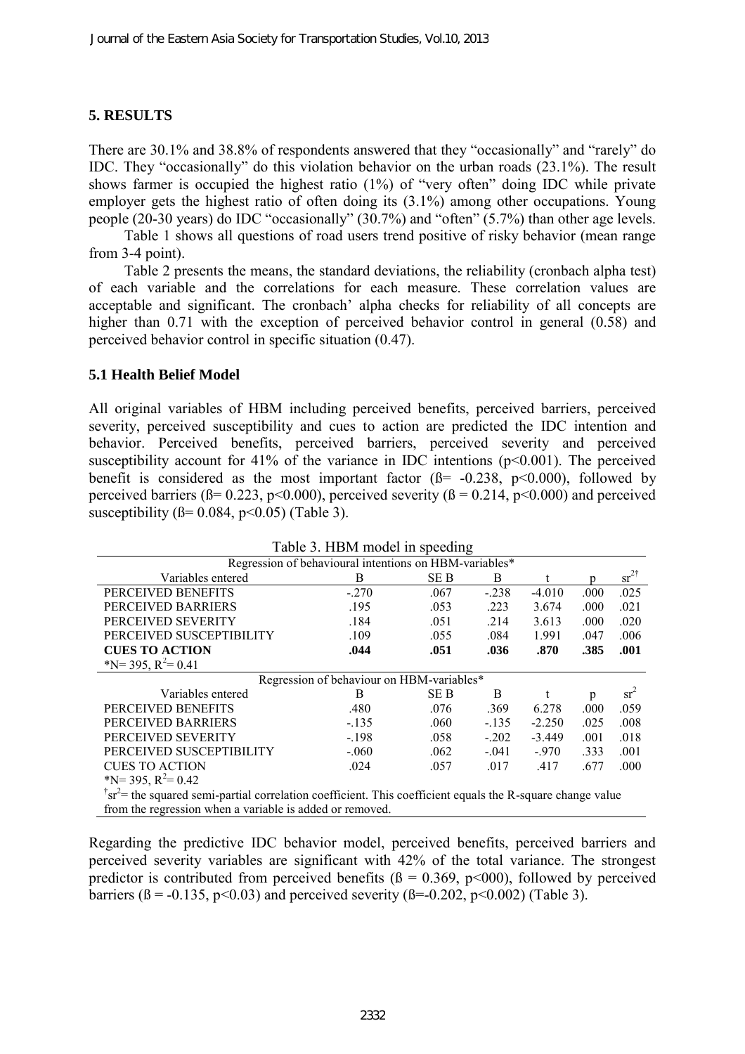## 5. RESULTS

There are 30.1% and 38.8% of respondents answered that they "occasionally" and "rarely" do IDC. They "occasionally" do this violation behavior on the urban roads (23.1%). The result shows farmer is occupied the highest ratio (1%) of "very often" doing IDC while private employer gets the highest ratio of often doing its (3.1%) among other occupations. Young people (20-30 years) do IDC "occasionally" (30.7%) and "often" (5.7%) than other age levels.

Table 1 shows all questions of road users trend positive of risky behavior (mean range from 3-4 point).

Table 2 presents the means, the standard deviations, the reliability (cronbach alpha test) of each variable and the correlations for each measure. These correlation values are acceptable and significant. The cronbach' alpha checks for reliability of all concepts are higher than 0.71 with the exception of perceived behavior control in general (0.58) and perceived behavior control in specific situation (0.47).

### 5.1 Health Belief Model

All original variables of HBM including perceived benefits, perceived barriers, perceived severity, perceived susceptibility and cues to action are predicted the IDC intention and behavior. Perceived benefits, perceived barriers, perceived severity and perceived susceptibility account for 41% of the variance in IDC intentions ($p<0.001$). The perceived benefit is considered as the most important factor (ß= -0.238, $p<0.000$), followed by perceived barriers (ß= 0.223, $p<0.000$), perceived severity (ß = 0.214, $p<0.000$) and perceived susceptibility (ß= 0.084, $p<0.05$) (Table 3).

Table 3. HBM model in speeding

| Regression of behavioural intentions on HBM-variables* | | | | | | |
|---|---|---|---|---|---|---|
| Variables entered | B | SE B | Β | t | p | $sr^{2}$† |
| PERCEIVED BENEFITS | -.270 | .067 | -.238 | -4.010 | .000 | .025 |
| PERCEIVED BARRIERS | .195 | .053 | .223 | 3.674 | .000 | .021 |
| PERCEIVED SEVERITY | .184 | .051 | .214 | 3.613 | .000 | .020 |
| PERCEIVED SUSCEPTIBILITY | .109 | .055 | .084 | 1.991 | .047 | .006 |
| **CUES TO ACTION** | **.044** | **.051** | **.036** | **.870** | **.385** | **.001** |
| *N= 395, $R^2$= 0.41 | | | | | | |
| **Regression of behaviour on HBM-variables*** | | | | | | |
| Variables entered | B | SE B | Β | t | p | $sr^2$ |
| PERCEIVED BENEFITS | .480 | .076 | .369 | 6.278 | .000 | .059 |
| PERCEIVED BARRIERS | -.135 | .060 | -.135 | -2.250 | .025 | .008 |
| PERCEIVED SEVERITY | -.198 | .058 | -.202 | -3.449 | .001 | .018 |
| PERCEIVED SUSCEPTIBILITY | -.060 | .062 | -.041 | -.970 | .333 | .001 |
| CUES TO ACTION | .024 | .057 | .017 | .417 | .677 | .000 |
| *N= 395, $R^2$= 0.42 | | | | | | |

† $sr^2$= the squared semi-partial correlation coefficient. This coefficient equals the R-square change value from the regression when a variable is added or removed.

Regarding the predictive IDC behavior model, perceived benefits, perceived barriers and perceived severity variables are significant with 42% of the total variance. The strongest predictor is contributed from perceived benefits (ß = 0.369, p<000), followed by perceived barriers (ß = -0.135, $p<0.03$) and perceived severity (ß=-0.202, $p<0.002$) (Table 3).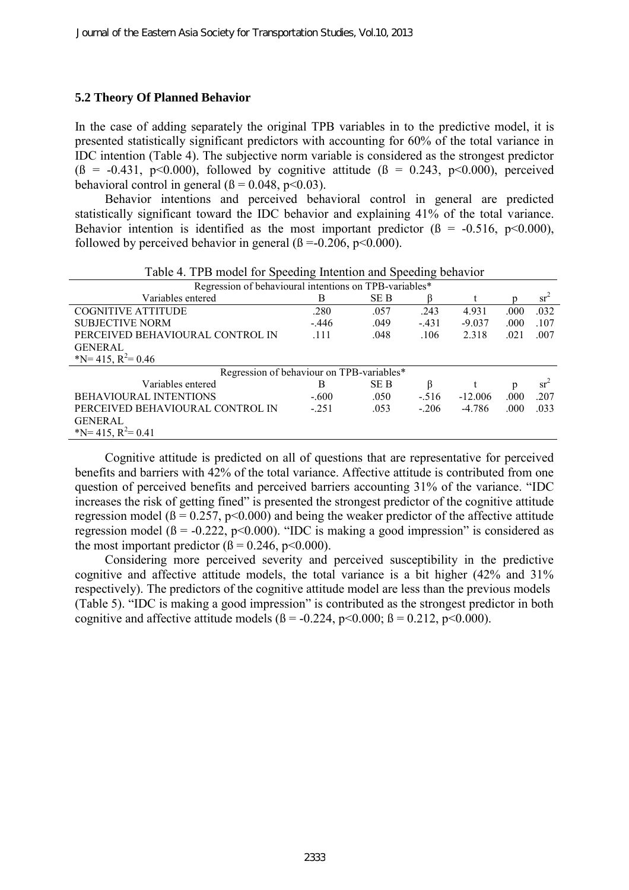### 5.2 Theory Of Planned Behavior

In the case of adding separately the original TPB variables in to the predictive model, it is presented statistically significant predictors with accounting for 60% of the total variance in IDC intention (Table 4). The subjective norm variable is considered as the strongest predictor (ß = -0.431, $p<0.000$), followed by cognitive attitude (ß = 0.243, $p<0.000$), perceived behavioral control in general (ß = 0.048, $p<0.03$).

Behavior intentions and perceived behavioral control in general are predicted statistically significant toward the IDC behavior and explaining 41% of the total variance. Behavior intention is identified as the most important predictor (ß = -0.516, $p<0.000$), followed by perceived behavior in general (ß =-0.206, $p<0.000$).

Table 4. TPB model for Speeding Intention and Speeding behavior

| Regression of behavioural intentions on TPB-variables* | | | | | | |
|---|---|---|---|---|---|---|
| Variables entered | B | SE B | β | t | p | $sr^2$ |
| COGNITIVE ATTITUDE | .280 | .057 | .243 | 4.931 | .000 | .032 |
| SUBJECTIVE NORM | -.446 | .049 | -.431 | -9.037 | .000 | .107 |
| PERCEIVED BEHAVIOURAL CONTROL IN GENERAL | .111 | .048 | .106 | 2.318 | .021 | .007 |
| *N= 415, $R^2$= 0.46 | | | | | | |
| **Regression of behaviour on TPB-variables*** | | | | | | |
| Variables entered | B | SE B | β | t | p | $sr^2$ |
| BEHAVIOURAL INTENTIONS | -.600 | .050 | -.516 | -12.006 | .000 | .207 |
| PERCEIVED BEHAVIOURAL CONTROL IN GENERAL | -.251 | .053 | -.206 | -4.786 | .000 | .033 |
| *N= 415, $R^2$= 0.41 | | | | | | |

Cognitive attitude is predicted on all of questions that are representative for perceived benefits and barriers with 42% of the total variance. Affective attitude is contributed from one question of perceived benefits and perceived barriers accounting 31% of the variance. "IDC increases the risk of getting fined" is presented the strongest predictor of the cognitive attitude regression model (ß = 0.257, $p<0.000$) and being the weaker predictor of the affective attitude regression model (ß = -0.222, $p<0.000$). "IDC is making a good impression" is considered as the most important predictor (ß = 0.246, $p<0.000$).

Considering more perceived severity and perceived susceptibility in the predictive cognitive and affective attitude models, the total variance is a bit higher (42% and 31% respectively). The predictors of the cognitive attitude model are less than the previous models (Table 5). "IDC is making a good impression" is contributed as the strongest predictor in both cognitive and affective attitude models (ß = -0.224, $p<0.000$; ß = 0.212, $p<0.000$).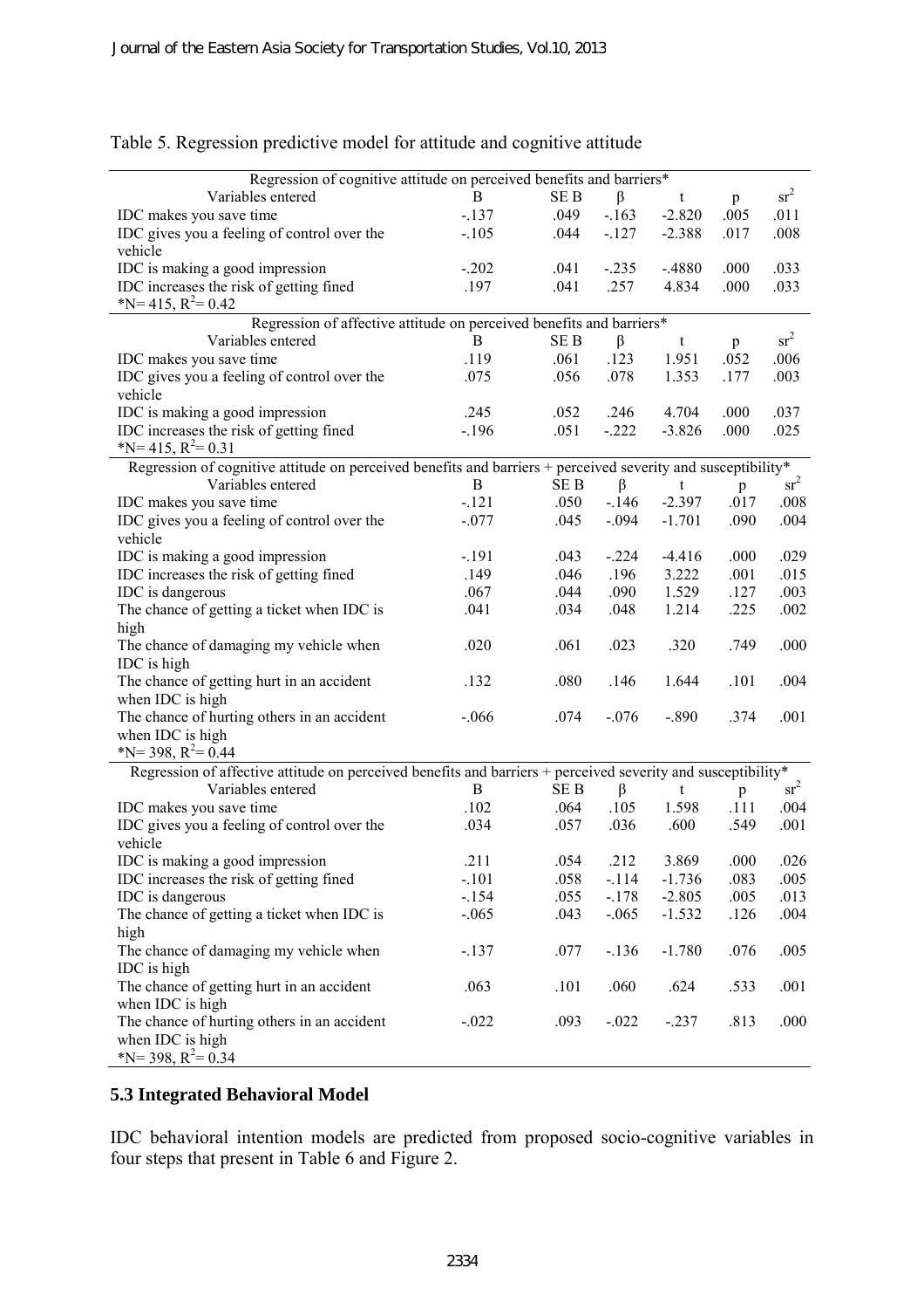Table 5. Regression predictive model for attitude and cognitive attitude

| Regression of cognitive attitude on perceived benefits and barriers* | | | | | | |
|---|---|---|---|---|---|---|
| Variables entered | B | SE B | β | t | p | $sr^2$ |
| IDC makes you save time | -.137 | .049 | -.163 | -2.820 | .005 | .011 |
| IDC gives you a feeling of control over the vehicle | -.105 | .044 | -.127 | -2.388 | .017 | .008 |
| IDC is making a good impression | -.202 | .041 | -.235 | -.4880 | .000 | .033 |
| IDC increases the risk of getting fined | .197 | .041 | .257 | 4.834 | .000 | .033 |
| *N= 415, $R^2$= 0.42 | | | | | | |
| **Regression of affective attitude on perceived benefits and barriers*** | | | | | | |
| Variables entered | B | SE B | β | t | p | $sr^2$ |
| IDC makes you save time | .119 | .061 | .123 | 1.951 | .052 | .006 |
| IDC gives you a feeling of control over the vehicle | .075 | .056 | .078 | 1.353 | .177 | .003 |
| IDC is making a good impression | .245 | .052 | .246 | 4.704 | .000 | .037 |
| IDC increases the risk of getting fined | -.196 | .051 | -.222 | -3.826 | .000 | .025 |
| *N= 415, $R^2$= 0.31 | | | | | | |
| **Regression of cognitive attitude on perceived benefits and barriers + perceived severity and susceptibility*** | | | | | | |
| Variables entered | B | SE B | β | t | p | $sr^2$ |
| IDC makes you save time | -.121 | .050 | -.146 | -2.397 | .017 | .008 |
| IDC gives you a feeling of control over the vehicle | -.077 | .045 | -.094 | -1.701 | .090 | .004 |
| IDC is making a good impression | -.191 | .043 | -.224 | -4.416 | .000 | .029 |
| IDC increases the risk of getting fined | .149 | .046 | .196 | 3.222 | .001 | .015 |
| IDC is dangerous | .067 | .044 | .090 | 1.529 | .127 | .003 |
| The chance of getting a ticket when IDC is high | .041 | .034 | .048 | 1.214 | .225 | .002 |
| The chance of damaging my vehicle when IDC is high | .020 | .061 | .023 | .320 | .749 | .000 |
| The chance of getting hurt in an accident when IDC is high | .132 | .080 | .146 | 1.644 | .101 | .004 |
| The chance of hurting others in an accident when IDC is high | -.066 | .074 | -.076 | -.890 | .374 | .001 |
| *N= 398, $R^2$= 0.44 | | | | | | |
| **Regression of affective attitude on perceived benefits and barriers + perceived severity and susceptibility*** | | | | | | |
| Variables entered | B | SE B | β | t | p | $sr^2$ |
| IDC makes you save time | .102 | .064 | .105 | 1.598 | .111 | .004 |
| IDC gives you a feeling of control over the vehicle | .034 | .057 | .036 | .600 | .549 | .001 |
| IDC is making a good impression | .211 | .054 | .212 | 3.869 | .000 | .026 |
| IDC increases the risk of getting fined | -.101 | .058 | -.114 | -1.736 | .083 | .005 |
| IDC is dangerous | -.154 | .055 | -.178 | -2.805 | .005 | .013 |
| The chance of getting a ticket when IDC is high | -.065 | .043 | -.065 | -1.532 | .126 | .004 |
| The chance of damaging my vehicle when IDC is high | -.137 | .077 | -.136 | -1.780 | .076 | .005 |
| The chance of getting hurt in an accident when IDC is high | .063 | .101 | .060 | .624 | .533 | .001 |
| The chance of hurting others in an accident when IDC is high | -.022 | .093 | -.022 | -.237 | .813 | .000 |
| *N= 398, $R^2$= 0.34 | | | | | | |

## 5.3 Integrated Behavioral Model

IDC behavioral intention models are predicted from proposed socio-cognitive variables in four steps that present in Table 6 and Figure 2.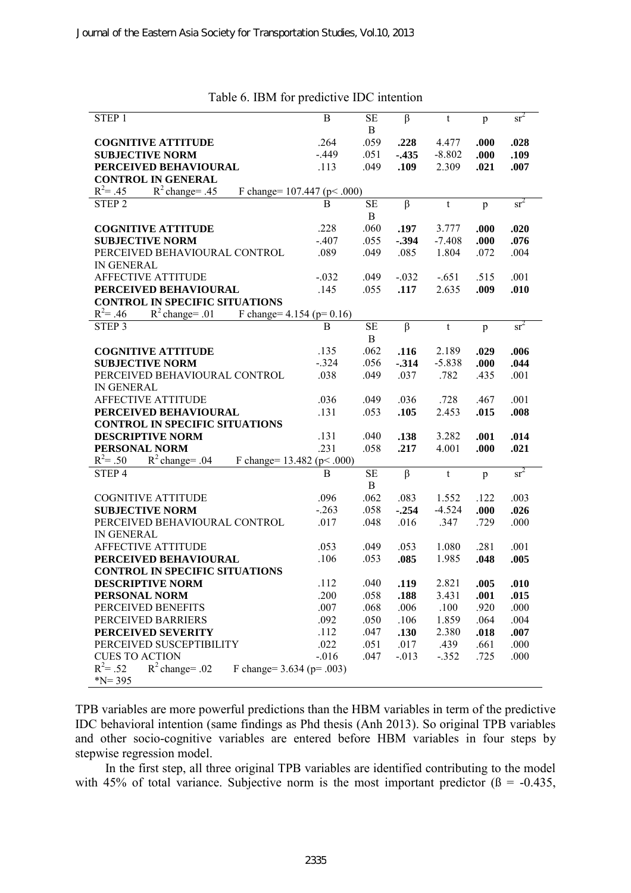Table 6. IBM for predictive IDC intention

| STEP 1 | B | SE B | β | t | p | $sr^2$ |
|---|---|---|---|---|---|---|
| **COGNITIVE ATTITUDE** | .264 | .059 | **.228** | 4.477 | **.000** | **.028** |
| **SUBJECTIVE NORM** | -.449 | .051 | **-.435** | -8.802 | **.000** | **.109** |
| **PERCEIVED BEHAVIOURAL CONTROL IN GENERAL** | .113 | .049 | **.109** | 2.309 | **.021** | **.007** |
| $R^2$= .45 $R^2$ change= .45 F change= 107.447 (p< .000) | | | | | | |
| **STEP 2** | B | SE B | β | t | p | $sr^2$ |
| **COGNITIVE ATTITUDE** | .228 | .060 | **.197** | 3.777 | **.000** | **.020** |
| **SUBJECTIVE NORM** | -.407 | .055 | **-.394** | -7.408 | **.000** | **.076** |
| PERCEIVED BEHAVIOURAL CONTROL IN GENERAL | .089 | .049 | .085 | 1.804 | .072 | .004 |
| AFFECTIVE ATTITUDE | -.032 | .049 | -.032 | -.651 | .515 | .001 |
| **PERCEIVED BEHAVIOURAL CONTROL IN SPECIFIC SITUATIONS** | .145 | .055 | **.117** | 2.635 | **.009** | **.010** |
| $R^2$= .46 $R^2$ change= .01 F change= 4.154 (p= 0.16) | | | | | | |
| **STEP 3** | B | SE B | β | t | p | $sr^2$ |
| **COGNITIVE ATTITUDE** | .135 | .062 | **.116** | 2.189 | **.029** | **.006** |
| **SUBJECTIVE NORM** | -.324 | .056 | **-.314** | -5.838 | **.000** | **.044** |
| PERCEIVED BEHAVIOURAL CONTROL IN GENERAL | .038 | .049 | .037 | .782 | .435 | .001 |
| AFFECTIVE ATTITUDE | .036 | .049 | .036 | .728 | .467 | .001 |
| **PERCEIVED BEHAVIOURAL CONTROL IN SPECIFIC SITUATIONS** | .131 | .053 | **.105** | 2.453 | **.015** | **.008** |
| **DESCRIPTIVE NORM** | .131 | .040 | **.138** | 3.282 | **.001** | **.014** |
| **PERSONAL NORM** | .231 | .058 | **.217** | 4.001 | **.000** | **.021** |
| $R^2$= .50 $R^2$ change= .04 F change= 13.482 (p< .000) | | | | | | |
| **STEP 4** | B | SE B | β | t | p | $sr^2$ |
| COGNITIVE ATTITUDE | .096 | .062 | .083 | 1.552 | .122 | .003 |
| **SUBJECTIVE NORM** | -.263 | .058 | **-.254** | -4.524 | **.000** | **.026** |
| PERCEIVED BEHAVIOURAL CONTROL IN GENERAL | .017 | .048 | .016 | .347 | .729 | .000 |
| AFFECTIVE ATTITUDE | .053 | .049 | .053 | 1.080 | .281 | .001 |
| **PERCEIVED BEHAVIOURAL CONTROL IN SPECIFIC SITUATIONS** | .106 | .053 | **.085** | 1.985 | **.048** | **.005** |
| **DESCRIPTIVE NORM** | .112 | .040 | **.119** | 2.821 | **.005** | **.010** |
| **PERSONAL NORM** | .200 | .058 | **.188** | 3.431 | **.001** | **.015** |
| PERCEIVED BENEFITS | .007 | .068 | .006 | .100 | .920 | .000 |
| PERCEIVED BARRIERS | .092 | .050 | .106 | 1.859 | .064 | .004 |
| **PERCEIVED SEVERITY** | .112 | .047 | **.130** | 2.380 | **.018** | **.007** |
| PERCEIVED SUSCEPTIBILITY | .022 | .051 | .017 | .439 | .661 | .000 |
| CUES TO ACTION | -.016 | .047 | -.013 | -.352 | .725 | .000 |
| $R^2$= .52 $R^2$ change= .02 F change= 3.634 (p= .003) | | | | | | |
| *N= 395 | | | | | | |

TPB variables are more powerful predictions than the HBM variables in term of the predictive IDC behavioral intention (same findings as Phd thesis (Anh 2013). So original TPB variables and other socio-cognitive variables are entered before HBM variables in four steps by stepwise regression model.

In the first step, all three original TPB variables are identified contributing to the model with 45% of total variance. Subjective norm is the most important predictor (ß = -0.435,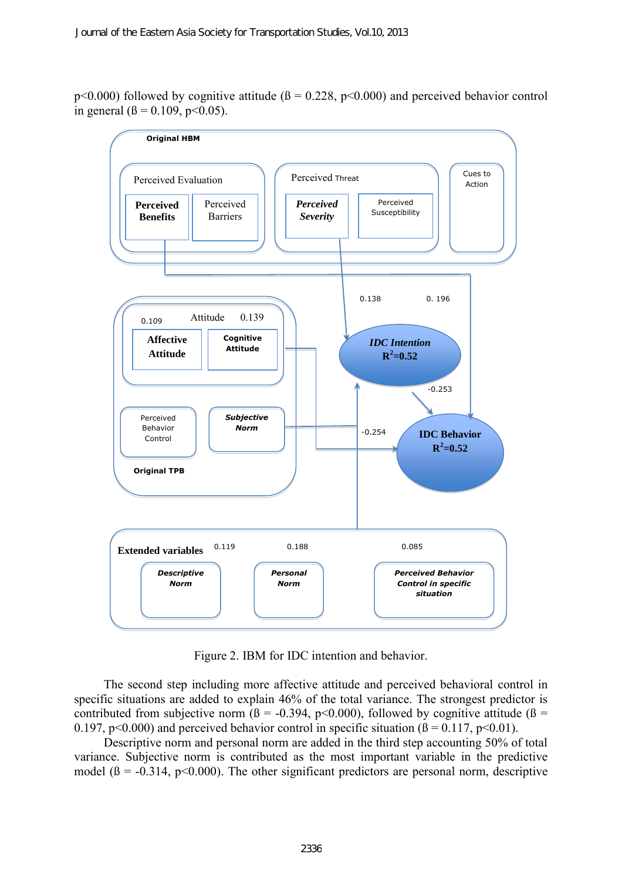p<0.000) followed by cognitive attitude (ß = 0.228, p<0.000) and perceived behavior control in general (ß = 0.109, p<0.05).

Figure 2. IBM for IDC intention and behavior.

The second step including more affective attitude and perceived behavioral control in specific situations are added to explain 46% of the total variance. The strongest predictor is contributed from subjective norm (ß = -0.394, p<0.000), followed by cognitive attitude (ß = 0.197, p<0.000) and perceived behavior control in specific situation (ß = 0.117, p<0.01).

Descriptive norm and personal norm are added in the third step accounting 50% of total variance. Subjective norm is contributed as the most important variable in the predictive model (ß = -0.314, p<0.000). The other significant predictors are personal norm, descriptive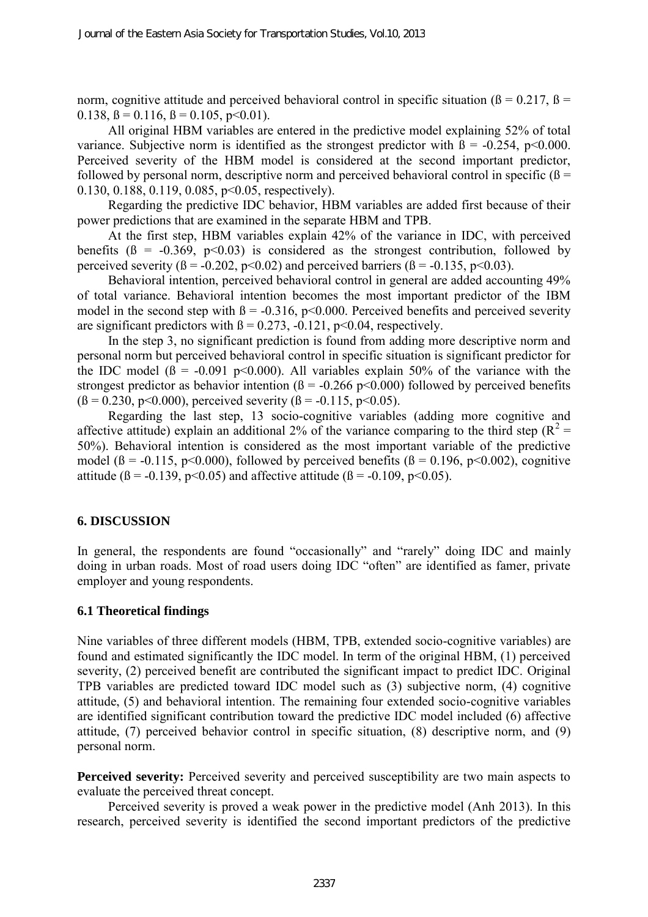norm, cognitive attitude and perceived behavioral control in specific situation (ß = 0.217, ß = 0.138, ß = 0.116, ß = 0.105, $p<0.01$).

All original HBM variables are entered in the predictive model explaining 52% of total variance. Subjective norm is identified as the strongest predictor with ß = -0.254, $p<0.000$. Perceived severity of the HBM model is considered at the second important predictor, followed by personal norm, descriptive norm and perceived behavioral control in specific (ß = 0.130, 0.188, 0.119, 0.085, $p<0.05$, respectively).

Regarding the predictive IDC behavior, HBM variables are added first because of their power predictions that are examined in the separate HBM and TPB.

At the first step, HBM variables explain 42% of the variance in IDC, with perceived benefits (ß = -0.369, $p<0.03$) is considered as the strongest contribution, followed by perceived severity (ß = -0.202, $p<0.02$) and perceived barriers (ß = -0.135, $p<0.03$).

Behavioral intention, perceived behavioral control in general are added accounting 49% of total variance. Behavioral intention becomes the most important predictor of the IBM model in the second step with ß = -0.316, $p<0.000$. Perceived benefits and perceived severity are significant predictors with ß = 0.273, -0.121, $p<0.04$, respectively.

In the step 3, no significant prediction is found from adding more descriptive norm and personal norm but perceived behavioral control in specific situation is significant predictor for the IDC model (ß = -0.091 $p<0.000$). All variables explain 50% of the variance with the strongest predictor as behavior intention (ß = -0.266 $p<0.000$) followed by perceived benefits (ß = 0.230, $p<0.000$), perceived severity (ß = -0.115, $p<0.05$).

Regarding the last step, 13 socio-cognitive variables (adding more cognitive and affective attitude) explain an additional 2% of the variance comparing to the third step ($R^2$ = 50%). Behavioral intention is considered as the most important variable of the predictive model (ß = -0.115, $p<0.000$), followed by perceived benefits (ß = 0.196, $p<0.002$), cognitive attitude (ß = -0.139, $p<0.05$) and affective attitude (ß = -0.109, $p<0.05$).

## 6. DISCUSSION

In general, the respondents are found "occasionally" and "rarely" doing IDC and mainly doing in urban roads. Most of road users doing IDC "often" are identified as famer, private employer and young respondents.

### 6.1 Theoretical findings

Nine variables of three different models (HBM, TPB, extended socio-cognitive variables) are found and estimated significantly the IDC model. In term of the original HBM, (1) perceived severity, (2) perceived benefit are contributed the significant impact to predict IDC. Original TPB variables are predicted toward IDC model such as (3) subjective norm, (4) cognitive attitude, (5) and behavioral intention. The remaining four extended socio-cognitive variables are identified significant contribution toward the predictive IDC model included (6) affective attitude, (7) perceived behavior control in specific situation, (8) descriptive norm, and (9) personal norm.

**Perceived severity:** Perceived severity and perceived susceptibility are two main aspects to evaluate the perceived threat concept.

Perceived severity is proved a weak power in the predictive model (Anh 2013). In this research, perceived severity is identified the second important predictors of the predictive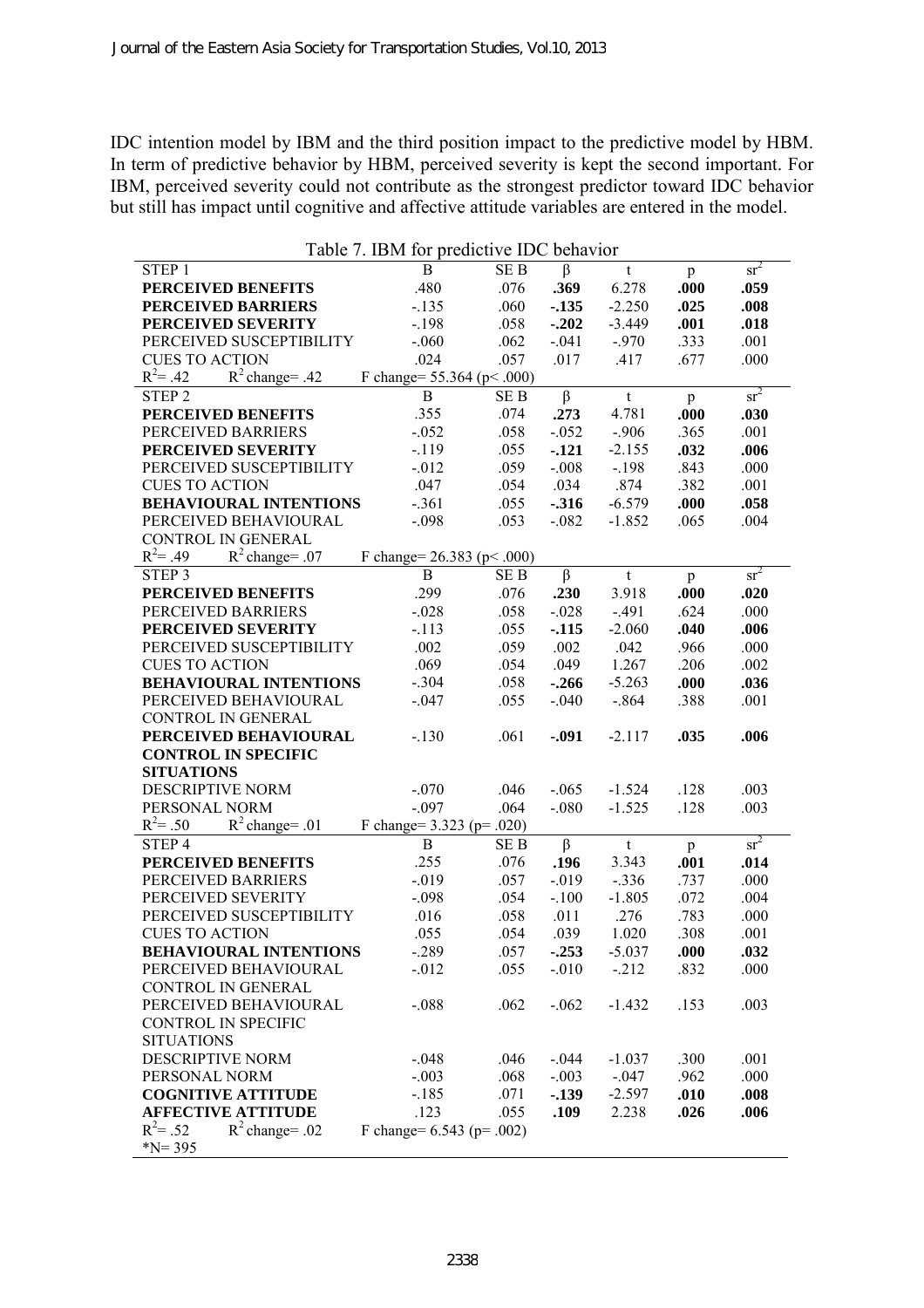IDC intention model by IBM and the third position impact to the predictive model by HBM. In term of predictive behavior by HBM, perceived severity is kept the second important. For IBM, perceived severity could not contribute as the strongest predictor toward IDC behavior but still has impact until cognitive and affective attitude variables are entered in the model.

Table 7. IBM for predictive IDC behavior

| STEP 1 | B | SE B | β | t | p | $sr^2$ |
|---|---|---|---|---|---|---|
| **PERCEIVED BENEFITS** | .480 | .076 | **.369** | 6.278 | **.000** | **.059** |
| **PERCEIVED BARRIERS** | -.135 | .060 | **-.135** | -2.250 | **.025** | **.008** |
| **PERCEIVED SEVERITY** | -.198 | .058 | **-.202** | -3.449 | **.001** | **.018** |
| PERCEIVED SUSCEPTIBILITY | -.060 | .062 | -.041 | -.970 | .333 | .001 |
| CUES TO ACTION | .024 | .057 | .017 | .417 | .677 | .000 |
| $R^2$= .42 $R^2$ change= .42 | F change= 55.364 (p< .000) | | | | | |
| STEP 2 | B | SE B | β | t | p | $sr^2$ |
| **PERCEIVED BENEFITS** | .355 | .074 | **.273** | 4.781 | **.000** | **.030** |
| PERCEIVED BARRIERS | -.052 | .058 | -.052 | -.906 | .365 | .001 |
| **PERCEIVED SEVERITY** | -.119 | .055 | **-.121** | -2.155 | **.032** | **.006** |
| PERCEIVED SUSCEPTIBILITY | -.012 | .059 | -.008 | -.198 | .843 | .000 |
| CUES TO ACTION | .047 | .054 | .034 | .874 | .382 | .001 |
| **BEHAVIOURAL INTENTIONS** | -.361 | .055 | **-.316** | -6.579 | **.000** | **.058** |
| PERCEIVED BEHAVIOURAL CONTROL IN GENERAL | -.098 | .053 | -.082 | -1.852 | .065 | .004 |
| $R^2$= .49 $R^2$ change= .07 | F change= 26.383 (p< .000) | | | | | |
| STEP 3 | B | SE B | β | t | p | $sr^2$ |
| **PERCEIVED BENEFITS** | .299 | .076 | **.230** | 3.918 | **.000** | **.020** |
| PERCEIVED BARRIERS | -.028 | .058 | -.028 | -.491 | .624 | .000 |
| **PERCEIVED SEVERITY** | -.113 | .055 | **-.115** | -2.060 | **.040** | **.006** |
| PERCEIVED SUSCEPTIBILITY | .002 | .059 | .002 | .042 | .966 | .000 |
| CUES TO ACTION | .069 | .054 | .049 | 1.267 | .206 | .002 |
| **BEHAVIOURAL INTENTIONS** | -.304 | .058 | **-.266** | -5.263 | **.000** | **.036** |
| PERCEIVED BEHAVIOURAL CONTROL IN GENERAL | -.047 | .055 | -.040 | -.864 | .388 | .001 |
| **PERCEIVED BEHAVIOURAL CONTROL IN SPECIFIC SITUATIONS** | -.130 | .061 | **-.091** | -2.117 | **.035** | **.006** |
| DESCRIPTIVE NORM | -.070 | .046 | -.065 | -1.524 | .128 | .003 |
| PERSONAL NORM | -.097 | .064 | -.080 | -1.525 | .128 | .003 |
| $R^2$= .50 $R^2$ change= .01 | F change= 3.323 (p= .020) | | | | | |
| STEP 4 | B | SE B | β | t | p | $sr^2$ |
| **PERCEIVED BENEFITS** | .255 | .076 | **.196** | 3.343 | **.001** | **.014** |
| PERCEIVED BARRIERS | -.019 | .057 | -.019 | -.336 | .737 | .000 |
| PERCEIVED SEVERITY | -.098 | .054 | -.100 | -1.805 | .072 | .004 |
| PERCEIVED SUSCEPTIBILITY | .016 | .058 | .011 | .276 | .783 | .000 |
| CUES TO ACTION | .055 | .054 | .039 | 1.020 | .308 | .001 |
| **BEHAVIOURAL INTENTIONS** | -.289 | .057 | **-.253** | -5.037 | **.000** | **.032** |
| PERCEIVED BEHAVIOURAL CONTROL IN GENERAL | -.012 | .055 | -.010 | -.212 | .832 | .000 |
| PERCEIVED BEHAVIOURAL CONTROL IN SPECIFIC SITUATIONS | -.088 | .062 | -.062 | -1.432 | .153 | .003 |
| DESCRIPTIVE NORM | -.048 | .046 | -.044 | -1.037 | .300 | .001 |
| PERSONAL NORM | -.003 | .068 | -.003 | -.047 | .962 | .000 |
| **COGNITIVE ATTITUDE** | -.185 | .071 | **-.139** | -2.597 | **.010** | **.008** |
| **AFFECTIVE ATTITUDE** | .123 | .055 | **.109** | 2.238 | **.026** | **.006** |
| $R^2$= .52 $R^2$ change= .02 | F change= 6.543 (p= .002) | | | | | |

*N= 395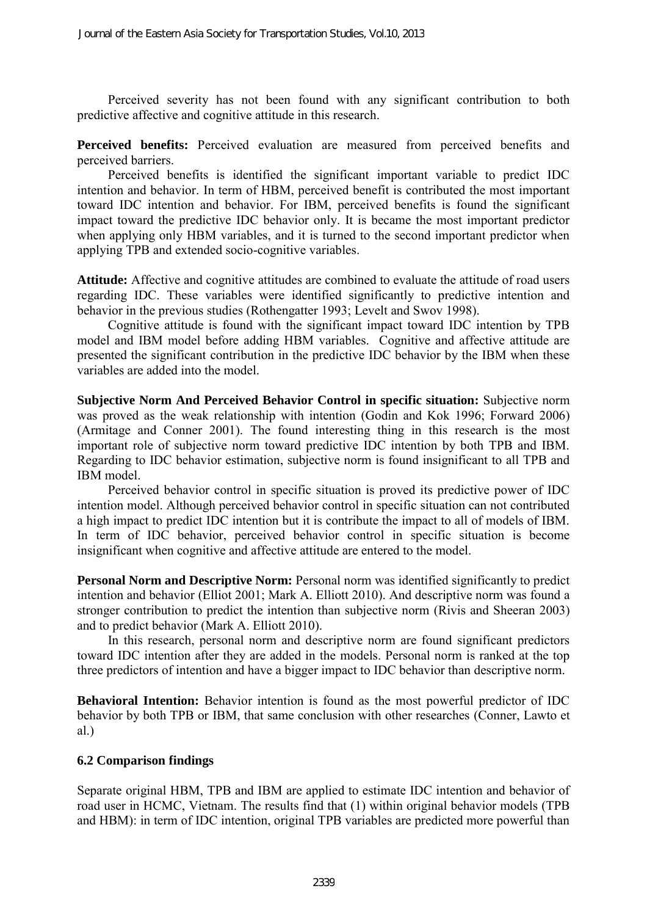Perceived severity has not been found with any significant contribution to both predictive affective and cognitive attitude in this research.

**Perceived benefits:** Perceived evaluation are measured from perceived benefits and perceived barriers.

Perceived benefits is identified the significant important variable to predict IDC intention and behavior. In term of HBM, perceived benefit is contributed the most important toward IDC intention and behavior. For IBM, perceived benefits is found the significant impact toward the predictive IDC behavior only. It is became the most important predictor when applying only HBM variables, and it is turned to the second important predictor when applying TPB and extended socio-cognitive variables.

**Attitude:** Affective and cognitive attitudes are combined to evaluate the attitude of road users regarding IDC. These variables were identified significantly to predictive intention and behavior in the previous studies (Rothengatter 1993; Levelt and Swov 1998).

Cognitive attitude is found with the significant impact toward IDC intention by TPB model and IBM model before adding HBM variables. Cognitive and affective attitude are presented the significant contribution in the predictive IDC behavior by the IBM when these variables are added into the model.

**Subjective Norm And Perceived Behavior Control in specific situation:** Subjective norm was proved as the weak relationship with intention (Godin and Kok 1996; Forward 2006) (Armitage and Conner 2001). The found interesting thing in this research is the most important role of subjective norm toward predictive IDC intention by both TPB and IBM. Regarding to IDC behavior estimation, subjective norm is found insignificant to all TPB and IBM model.

Perceived behavior control in specific situation is proved its predictive power of IDC intention model. Although perceived behavior control in specific situation can not contributed a high impact to predict IDC intention but it is contribute the impact to all of models of IBM. In term of IDC behavior, perceived behavior control in specific situation is become insignificant when cognitive and affective attitude are entered to the model.

**Personal Norm and Descriptive Norm:** Personal norm was identified significantly to predict intention and behavior (Elliot 2001; Mark A. Elliott 2010). And descriptive norm was found a stronger contribution to predict the intention than subjective norm (Rivis and Sheeran 2003) and to predict behavior (Mark A. Elliott 2010).

In this research, personal norm and descriptive norm are found significant predictors toward IDC intention after they are added in the models. Personal norm is ranked at the top three predictors of intention and have a bigger impact to IDC behavior than descriptive norm.

**Behavioral Intention:** Behavior intention is found as the most powerful predictor of IDC behavior by both TPB or IBM, that same conclusion with other researches (Conner, Lawto et al.)

### 6.2 Comparison findings

Separate original HBM, TPB and IBM are applied to estimate IDC intention and behavior of road user in HCMC, Vietnam. The results find that (1) within original behavior models (TPB and HBM): in term of IDC intention, original TPB variables are predicted more powerful than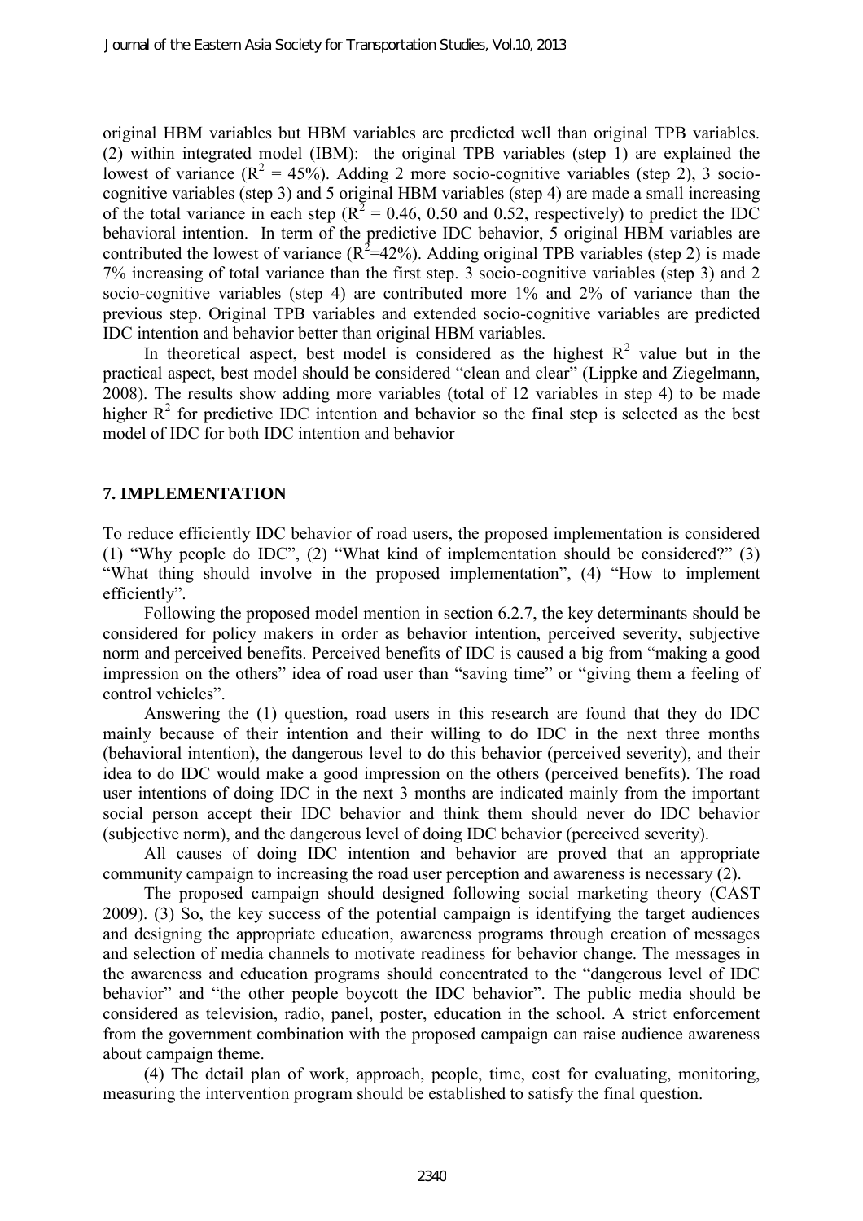original HBM variables but HBM variables are predicted well than original TPB variables. (2) within integrated model (IBM): the original TPB variables (step 1) are explained the lowest of variance ($R^2$ = 45%). Adding 2 more socio-cognitive variables (step 2), 3 socio-cognitive variables (step 3) and 5 original HBM variables (step 4) are made a small increasing of the total variance in each step ($R^2$ = 0.46, 0.50 and 0.52, respectively) to predict the IDC behavioral intention. In term of the predictive IDC behavior, 5 original HBM variables are contributed the lowest of variance ($R^2$=42%). Adding original TPB variables (step 2) is made 7% increasing of total variance than the first step. 3 socio-cognitive variables (step 3) and 2 socio-cognitive variables (step 4) are contributed more 1% and 2% of variance than the previous step. Original TPB variables and extended socio-cognitive variables are predicted IDC intention and behavior better than original HBM variables.

In theoretical aspect, best model is considered as the highest $R^2$ value but in the practical aspect, best model should be considered "clean and clear" (Lippke and Ziegelmann, 2008). The results show adding more variables (total of 12 variables in step 4) to be made higher $R^2$ for predictive IDC intention and behavior so the final step is selected as the best model of IDC for both IDC intention and behavior

## 7. IMPLEMENTATION

To reduce efficiently IDC behavior of road users, the proposed implementation is considered (1) "Why people do IDC", (2) "What kind of implementation should be considered?" (3) "What thing should involve in the proposed implementation", (4) "How to implement efficiently".

Following the proposed model mention in section 6.2.7, the key determinants should be considered for policy makers in order as behavior intention, perceived severity, subjective norm and perceived benefits. Perceived benefits of IDC is caused a big from "making a good impression on the others" idea of road user than "saving time" or "giving them a feeling of control vehicles".

Answering the (1) question, road users in this research are found that they do IDC mainly because of their intention and their willing to do IDC in the next three months (behavioral intention), the dangerous level to do this behavior (perceived severity), and their idea to do IDC would make a good impression on the others (perceived benefits). The road user intentions of doing IDC in the next 3 months are indicated mainly from the important social person accept their IDC behavior and think them should never do IDC behavior (subjective norm), and the dangerous level of doing IDC behavior (perceived severity).

All causes of doing IDC intention and behavior are proved that an appropriate community campaign to increasing the road user perception and awareness is necessary (2).

The proposed campaign should designed following social marketing theory (CAST 2009). (3) So, the key success of the potential campaign is identifying the target audiences and designing the appropriate education, awareness programs through creation of messages and selection of media channels to motivate readiness for behavior change. The messages in the awareness and education programs should concentrated to the "dangerous level of IDC behavior" and "the other people boycott the IDC behavior". The public media should be considered as television, radio, panel, poster, education in the school. A strict enforcement from the government combination with the proposed campaign can raise audience awareness about campaign theme.

(4) The detail plan of work, approach, people, time, cost for evaluating, monitoring, measuring the intervention program should be established to satisfy the final question.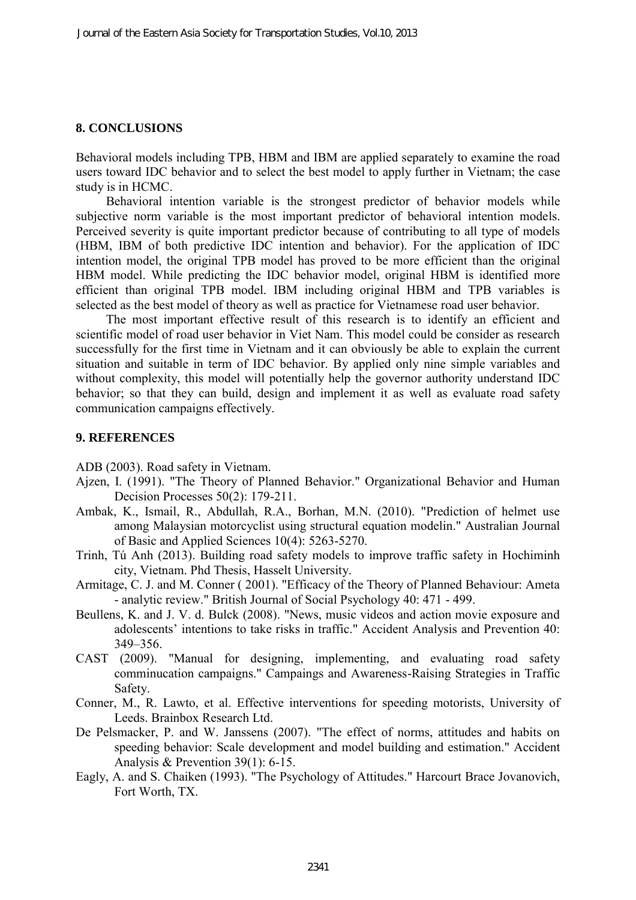## 8. CONCLUSIONS

Behavioral models including TPB, HBM and IBM are applied separately to examine the road users toward IDC behavior and to select the best model to apply further in Vietnam; the case study is in HCMC.

Behavioral intention variable is the strongest predictor of behavior models while subjective norm variable is the most important predictor of behavioral intention models. Perceived severity is quite important predictor because of contributing to all type of models (HBM, IBM of both predictive IDC intention and behavior). For the application of IDC intention model, the original TPB model has proved to be more efficient than the original HBM model. While predicting the IDC behavior model, original HBM is identified more efficient than original TPB model. IBM including original HBM and TPB variables is selected as the best model of theory as well as practice for Vietnamese road user behavior.

The most important effective result of this research is to identify an efficient and scientific model of road user behavior in Viet Nam. This model could be consider as research successfully for the first time in Vietnam and it can obviously be able to explain the current situation and suitable in term of IDC behavior. By applied only nine simple variables and without complexity, this model will potentially help the governor authority understand IDC behavior; so that they can build, design and implement it as well as evaluate road safety communication campaigns effectively.

## 9. REFERENCES

ADB (2003). Road safety in Vietnam.

Ajzen, I. (1991). "The Theory of Planned Behavior." Organizational Behavior and Human Decision Processes 50(2): 179-211.

Ambak, K., Ismail, R., Abdullah, R.A., Borhan, M.N. (2010). "Prediction of helmet use among Malaysian motorcyclist using structural equation modelin." Australian Journal of Basic and Applied Sciences 10(4): 5263-5270.

Trinh, Tú Anh (2013). Building road safety models to improve traffic safety in Hochiminh city, Vietnam. Phd Thesis, Hasselt University.

Armitage, C. J. and M. Conner ( 2001). "Efficacy of the Theory of Planned Behaviour: Ameta - analytic review." British Journal of Social Psychology 40: 471 - 499.

Beullens, K. and J. V. d. Bulck (2008). "News, music videos and action movie exposure and adolescents' intentions to take risks in traffic." Accident Analysis and Prevention 40: 349–356.

CAST (2009). "Manual for designing, implementing, and evaluating road safety comminucation campaigns." Campaings and Awareness-Raising Strategies in Traffic Safety.

Conner, M., R. Lawto, et al. Effective interventions for speeding motorists, University of Leeds. Brainbox Research Ltd.

De Pelsmacker, P. and W. Janssens (2007). "The effect of norms, attitudes and habits on speeding behavior: Scale development and model building and estimation." Accident Analysis & Prevention 39(1): 6-15.

Eagly, A. and S. Chaiken (1993). "The Psychology of Attitudes." Harcourt Brace Jovanovich, Fort Worth, TX.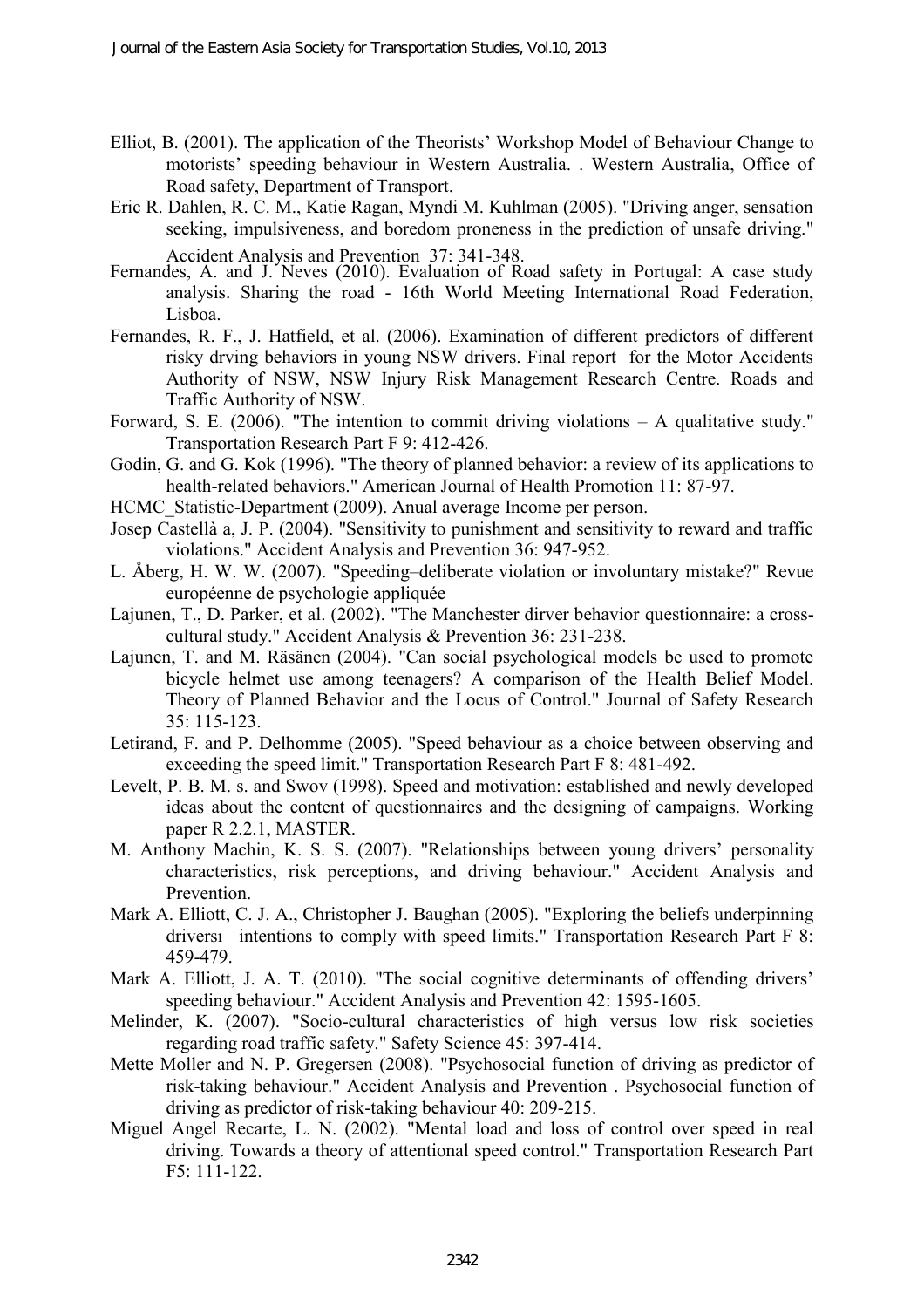Elliot, B. (2001). The application of the Theorists' Workshop Model of Behaviour Change to motorists' speeding behaviour in Western Australia. . Western Australia, Office of Road safety, Department of Transport.

Eric R. Dahlen, R. C. M., Katie Ragan, Myndi M. Kuhlman (2005). "Driving anger, sensation seeking, impulsiveness, and boredom proneness in the prediction of unsafe driving." Accident Analysis and Prevention 37: 341-348.

Fernandes, A. and J. Neves (2010). Evaluation of Road safety in Portugal: A case study analysis. Sharing the road - 16th World Meeting International Road Federation, Lisboa.

Fernandes, R. F., J. Hatfield, et al. (2006). Examination of different predictors of different risky drving behaviors in young NSW drivers. Final report for the Motor Accidents Authority of NSW, NSW Injury Risk Management Research Centre. Roads and Traffic Authority of NSW.

Forward, S. E. (2006). "The intention to commit driving violations – A qualitative study." Transportation Research Part F 9: 412-426.

Godin, G. and G. Kok (1996). "The theory of planned behavior: a review of its applications to health-related behaviors." American Journal of Health Promotion 11: 87-97.

HCMC_Statistic-Department (2009). Anual average Income per person.

Josep Castellà a, J. P. (2004). "Sensitivity to punishment and sensitivity to reward and traffic violations." Accident Analysis and Prevention 36: 947-952.

L. Åberg, H. W. W. (2007). "Speeding–deliberate violation or involuntary mistake?" Revue européenne de psychologie appliquée

Lajunen, T., D. Parker, et al. (2002). "The Manchester dirver behavior questionnaire: a cross-cultural study." Accident Analysis & Prevention 36: 231-238.

Lajunen, T. and M. Räsänen (2004). "Can social psychological models be used to promote bicycle helmet use among teenagers? A comparison of the Health Belief Model. Theory of Planned Behavior and the Locus of Control." Journal of Safety Research 35: 115-123.

Letirand, F. and P. Delhomme (2005). "Speed behaviour as a choice between observing and exceeding the speed limit." Transportation Research Part F 8: 481-492.

Levelt, P. B. M. s. and Swov (1998). Speed and motivation: established and newly developed ideas about the content of questionnaires and the designing of campaigns. Working paper R 2.2.1, MASTER.

M. Anthony Machin, K. S. S. (2007). "Relationships between young drivers' personality characteristics, risk perceptions, and driving behaviour." Accident Analysis and Prevention.

Mark A. Elliott, C. J. A., Christopher J. Baughan (2005). "Exploring the beliefs underpinning driversı intentions to comply with speed limits." Transportation Research Part F 8: 459-479.

Mark A. Elliott, J. A. T. (2010). "The social cognitive determinants of offending drivers' speeding behaviour." Accident Analysis and Prevention 42: 1595-1605.

Melinder, K. (2007). "Socio-cultural characteristics of high versus low risk societies regarding road traffic safety." Safety Science 45: 397-414.

Mette Moller and N. P. Gregersen (2008). "Psychosocial function of driving as predictor of risk-taking behaviour." Accident Analysis and Prevention . Psychosocial function of driving as predictor of risk-taking behaviour 40: 209-215.

Miguel Angel Recarte, L. N. (2002). "Mental load and loss of control over speed in real driving. Towards a theory of attentional speed control." Transportation Research Part F5: 111-122.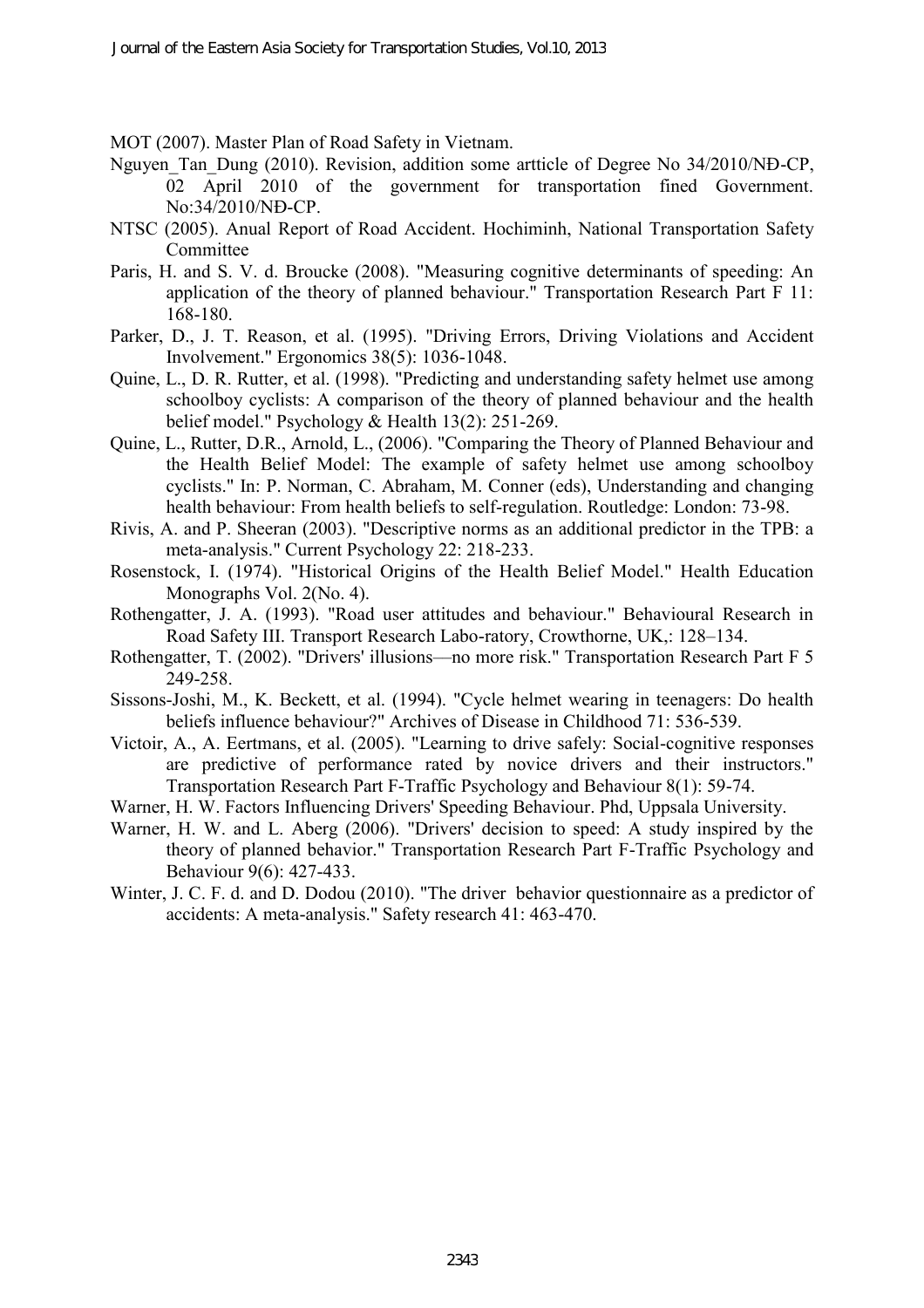MOT (2007). Master Plan of Road Safety in Vietnam.

Nguyen_Tan_Dung (2010). Revision, addition some artticle of Degree No 34/2010/NĐ-CP, 02 April 2010 of the government for transportation fined Government. No:34/2010/NĐ-CP.

NTSC (2005). Anual Report of Road Accident. Hochiminh, National Transportation Safety Committee

Paris, H. and S. V. d. Broucke (2008). "Measuring cognitive determinants of speeding: An application of the theory of planned behaviour." Transportation Research Part F 11: 168-180.

Parker, D., J. T. Reason, et al. (1995). "Driving Errors, Driving Violations and Accident Involvement." Ergonomics 38(5): 1036-1048.

Quine, L., D. R. Rutter, et al. (1998). "Predicting and understanding safety helmet use among schoolboy cyclists: A comparison of the theory of planned behaviour and the health belief model." Psychology & Health 13(2): 251-269.

Quine, L., Rutter, D.R., Arnold, L., (2006). "Comparing the Theory of Planned Behaviour and the Health Belief Model: The example of safety helmet use among schoolboy cyclists." In: P. Norman, C. Abraham, M. Conner (eds), Understanding and changing health behaviour: From health beliefs to self-regulation. Routledge: London: 73-98.

Rivis, A. and P. Sheeran (2003). "Descriptive norms as an additional predictor in the TPB: a meta-analysis." Current Psychology 22: 218-233.

Rosenstock, I. (1974). "Historical Origins of the Health Belief Model." Health Education Monographs Vol. 2(No. 4).

Rothengatter, J. A. (1993). "Road user attitudes and behaviour." Behavioural Research in Road Safety III. Transport Research Labo-ratory, Crowthorne, UK,: 128–134.

Rothengatter, T. (2002). "Drivers' illusions—no more risk." Transportation Research Part F 5 249-258.

Sissons-Joshi, M., K. Beckett, et al. (1994). "Cycle helmet wearing in teenagers: Do health beliefs influence behaviour?" Archives of Disease in Childhood 71: 536-539.

Victoir, A., A. Eertmans, et al. (2005). "Learning to drive safely: Social-cognitive responses are predictive of performance rated by novice drivers and their instructors." Transportation Research Part F-Traffic Psychology and Behaviour 8(1): 59-74.

Warner, H. W. Factors Influencing Drivers' Speeding Behaviour. Phd, Uppsala University.

Warner, H. W. and L. Aberg (2006). "Drivers' decision to speed: A study inspired by the theory of planned behavior." Transportation Research Part F-Traffic Psychology and Behaviour 9(6): 427-433.

Winter, J. C. F. d. and D. Dodou (2010). "The driver behavior questionnaire as a predictor of accidents: A meta-analysis." Safety research 41: 463-470.